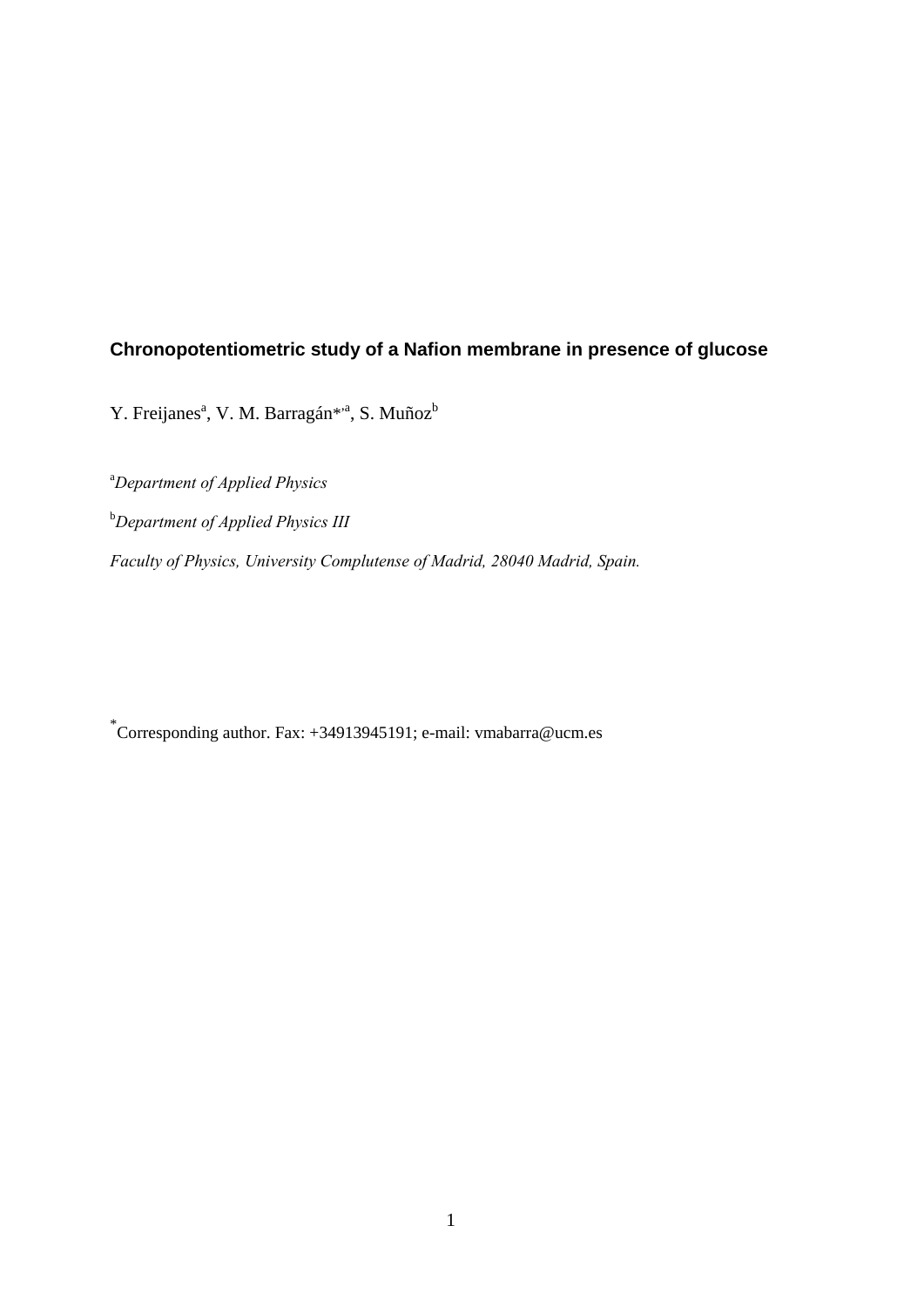# Chronopotentiometric study of a Nafion membrane in presence of glucose

Y. Freijanes[a], V. M. Barragán*[,a], S. Muñoz[b]

[a]*Department of Applied Physics*

[b]*Department of Applied Physics III*

*Faculty of Physics, University Complutense of Madrid, 28040 Madrid, Spain.*

*Corresponding author. Fax: +34913945191; e-mail: vmabarra@ucm.es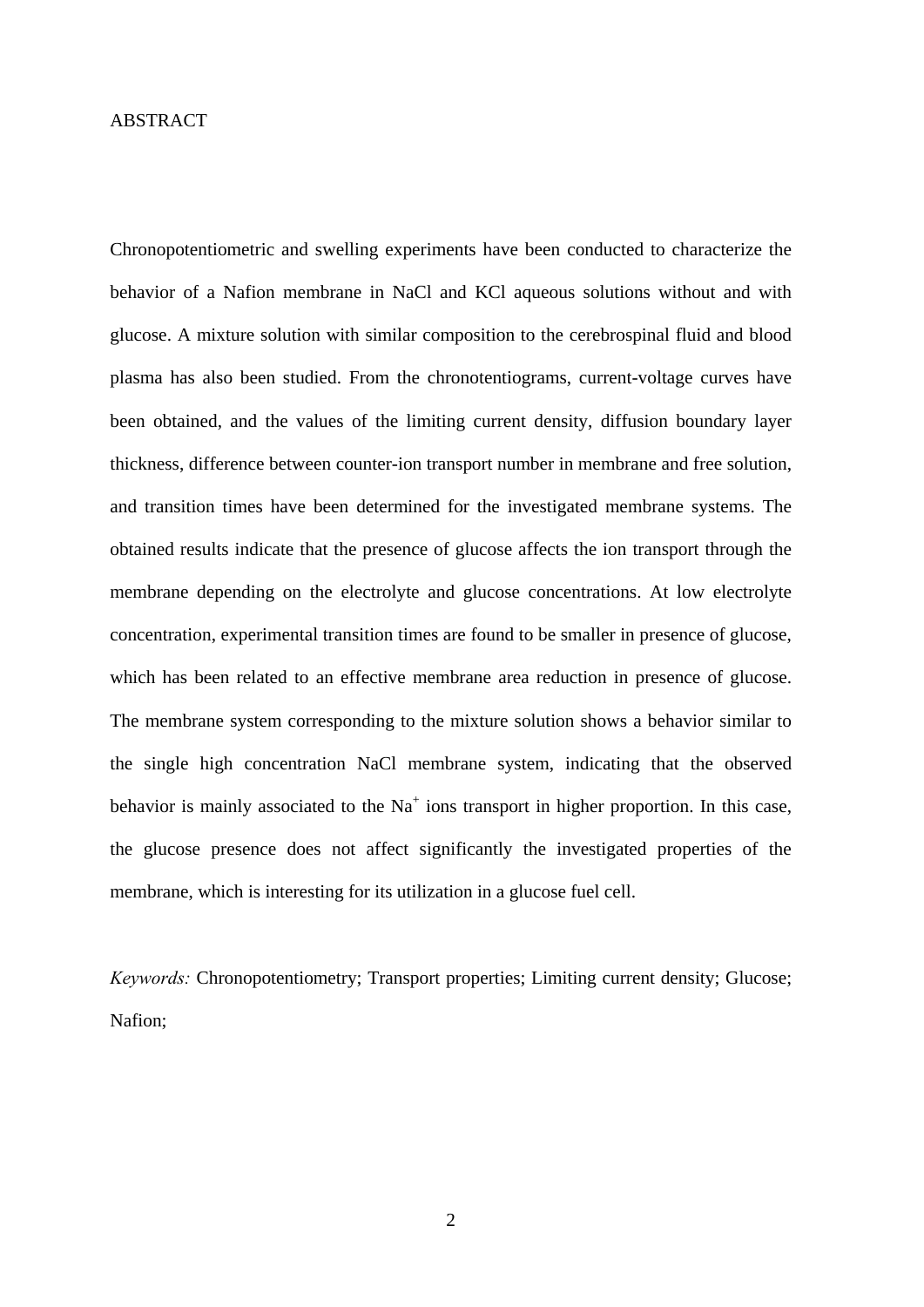## ABSTRACT

Chronopotentiometric and swelling experiments have been conducted to characterize the behavior of a Nafion membrane in NaCl and KCl aqueous solutions without and with glucose. A mixture solution with similar composition to the cerebrospinal fluid and blood plasma has also been studied. From the chronotentiograms, current-voltage curves have been obtained, and the values of the limiting current density, diffusion boundary layer thickness, difference between counter-ion transport number in membrane and free solution, and transition times have been determined for the investigated membrane systems. The obtained results indicate that the presence of glucose affects the ion transport through the membrane depending on the electrolyte and glucose concentrations. At low electrolyte concentration, experimental transition times are found to be smaller in presence of glucose, which has been related to an effective membrane area reduction in presence of glucose. The membrane system corresponding to the mixture solution shows a behavior similar to the single high concentration NaCl membrane system, indicating that the observed behavior is mainly associated to the $Na^+$ ions transport in higher proportion. In this case, the glucose presence does not affect significantly the investigated properties of the membrane, which is interesting for its utilization in a glucose fuel cell.

*Keywords:* Chronopotentiometry; Transport properties; Limiting current density; Glucose; Nafion;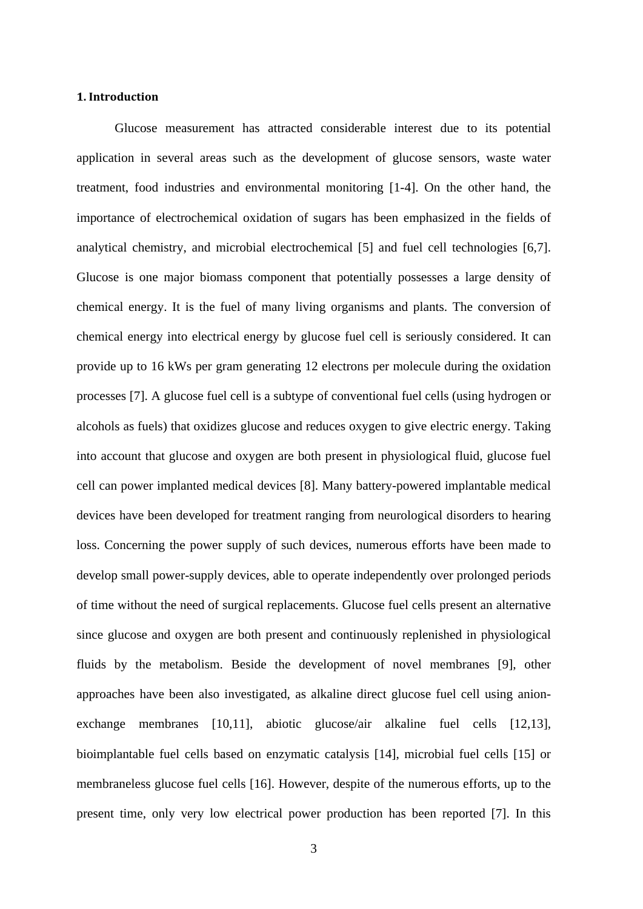## 1. Introduction

Glucose measurement has attracted considerable interest due to its potential application in several areas such as the development of glucose sensors, waste water treatment, food industries and environmental monitoring [1-4]. On the other hand, the importance of electrochemical oxidation of sugars has been emphasized in the fields of analytical chemistry, and microbial electrochemical [5] and fuel cell technologies [6,7]. Glucose is one major biomass component that potentially possesses a large density of chemical energy. It is the fuel of many living organisms and plants. The conversion of chemical energy into electrical energy by glucose fuel cell is seriously considered. It can provide up to 16 kWs per gram generating 12 electrons per molecule during the oxidation processes [7]. A glucose fuel cell is a subtype of conventional fuel cells (using hydrogen or alcohols as fuels) that oxidizes glucose and reduces oxygen to give electric energy. Taking into account that glucose and oxygen are both present in physiological fluid, glucose fuel cell can power implanted medical devices [8]. Many battery-powered implantable medical devices have been developed for treatment ranging from neurological disorders to hearing loss. Concerning the power supply of such devices, numerous efforts have been made to develop small power-supply devices, able to operate independently over prolonged periods of time without the need of surgical replacements. Glucose fuel cells present an alternative since glucose and oxygen are both present and continuously replenished in physiological fluids by the metabolism. Beside the development of novel membranes [9], other approaches have been also investigated, as alkaline direct glucose fuel cell using anion-exchange membranes [10,11], abiotic glucose/air alkaline fuel cells [12,13], bioimplantable fuel cells based on enzymatic catalysis [14], microbial fuel cells [15] or membraneless glucose fuel cells [16]. However, despite of the numerous efforts, up to the present time, only very low electrical power production has been reported [7]. In this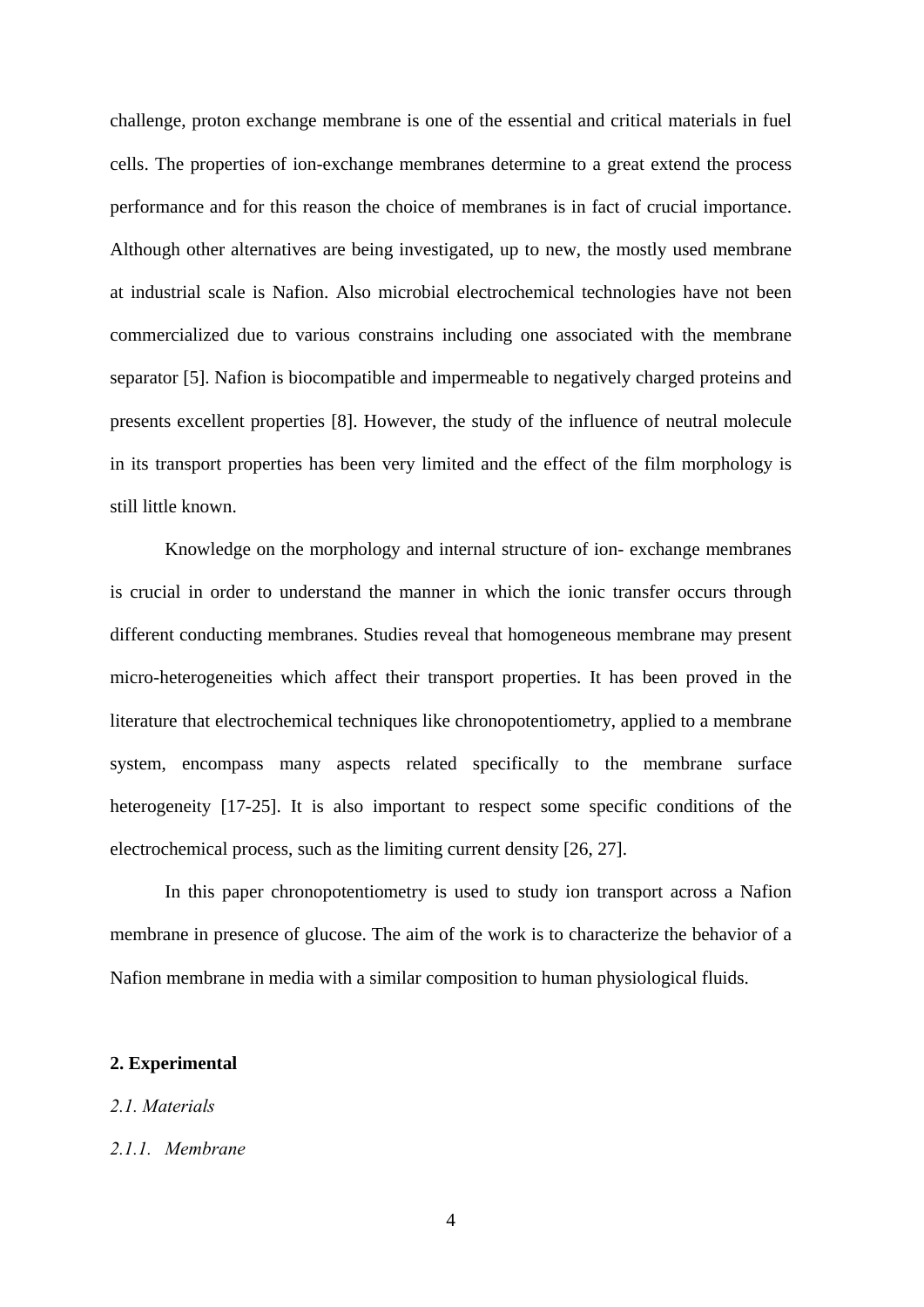challenge, proton exchange membrane is one of the essential and critical materials in fuel cells. The properties of ion-exchange membranes determine to a great extend the process performance and for this reason the choice of membranes is in fact of crucial importance. Although other alternatives are being investigated, up to new, the mostly used membrane at industrial scale is Nafion. Also microbial electrochemical technologies have not been commercialized due to various constrains including one associated with the membrane separator [5]. Nafion is biocompatible and impermeable to negatively charged proteins and presents excellent properties [8]. However, the study of the influence of neutral molecule in its transport properties has been very limited and the effect of the film morphology is still little known.

Knowledge on the morphology and internal structure of ion- exchange membranes is crucial in order to understand the manner in which the ionic transfer occurs through different conducting membranes. Studies reveal that homogeneous membrane may present micro-heterogeneities which affect their transport properties. It has been proved in the literature that electrochemical techniques like chronopotentiometry, applied to a membrane system, encompass many aspects related specifically to the membrane surface heterogeneity [17-25]. It is also important to respect some specific conditions of the electrochemical process, such as the limiting current density [26, 27].

In this paper chronopotentiometry is used to study ion transport across a Nafion membrane in presence of glucose. The aim of the work is to characterize the behavior of a Nafion membrane in media with a similar composition to human physiological fluids.

## 2. Experimental

### *2.1. Materials*

#### *2.1.1. Membrane*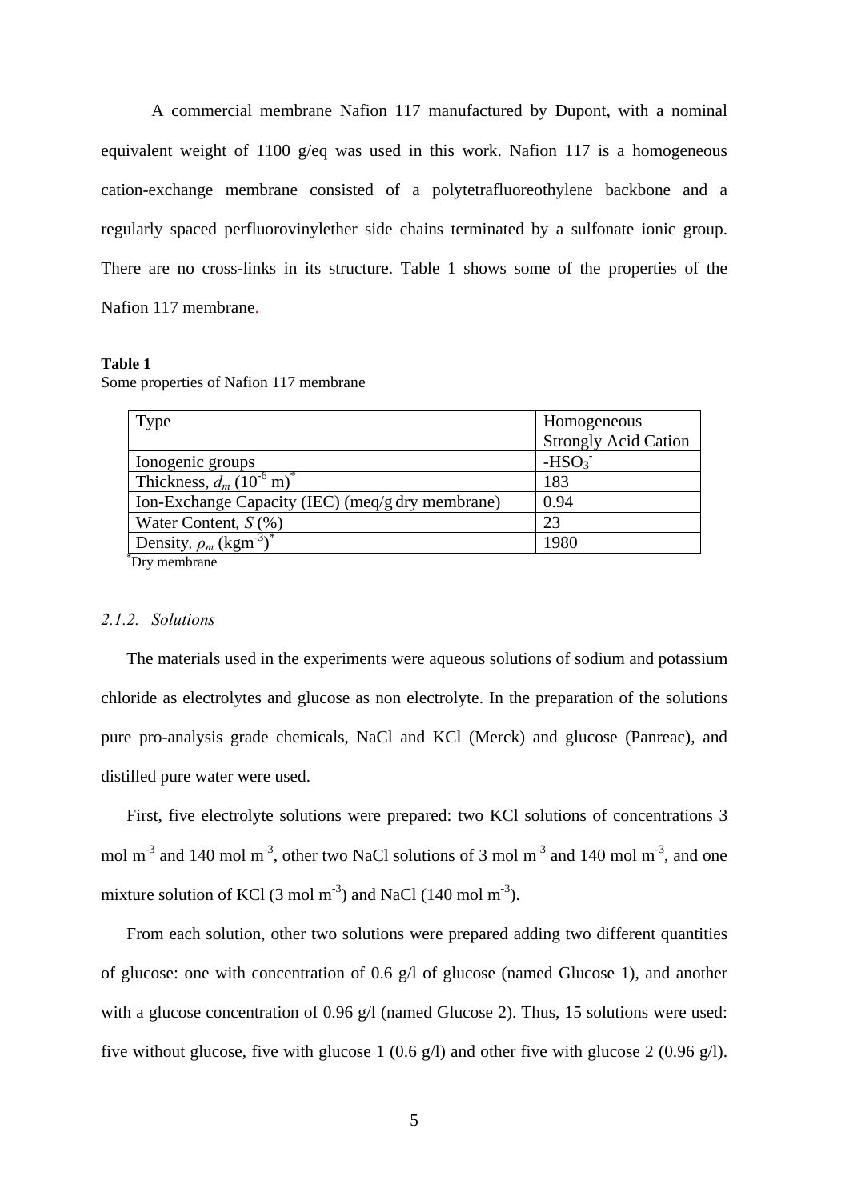A commercial membrane Nafion 117 manufactured by Dupont, with a nominal equivalent weight of 1100 g/eq was used in this work. Nafion 117 is a homogeneous cation-exchange membrane consisted of a polytetrafluoreothylene backbone and a regularly spaced perfluorovinylether side chains terminated by a sulfonate ionic group. There are no cross-links in its structure. Table 1 shows some of the properties of the Nafion 117 membrane.

**Table 1**
Some properties of Nafion 117 membrane

| Type | Homogeneous Strongly Acid Cation |
|---|---|
| Ionogenic groups | $-HSO_3^-$ |
| Thickness, $d_m$ ($10^{-6}$ m)* | 183 |
| Ion-Exchange Capacity (IEC) (meq/g dry membrane) | 0.94 |
| Water Content, $S$ (%) | 23 |
| Density, $\rho_m$ (kgm$^{-3}$)* | 1980 |

*Dry membrane

*2.1.2. Solutions*

The materials used in the experiments were aqueous solutions of sodium and potassium chloride as electrolytes and glucose as non electrolyte. In the preparation of the solutions pure pro-analysis grade chemicals, NaCl and KCl (Merck) and glucose (Panreac), and distilled pure water were used.

First, five electrolyte solutions were prepared: two KCl solutions of concentrations 3 mol m$^{-3}$ and 140 mol m$^{-3}$, other two NaCl solutions of 3 mol m$^{-3}$ and 140 mol m$^{-3}$, and one mixture solution of KCl (3 mol m$^{-3}$) and NaCl (140 mol m$^{-3}$).

From each solution, other two solutions were prepared adding two different quantities of glucose: one with concentration of 0.6 g/l of glucose (named Glucose 1), and another with a glucose concentration of 0.96 g/l (named Glucose 2). Thus, 15 solutions were used: five without glucose, five with glucose 1 (0.6 g/l) and other five with glucose 2 (0.96 g/l).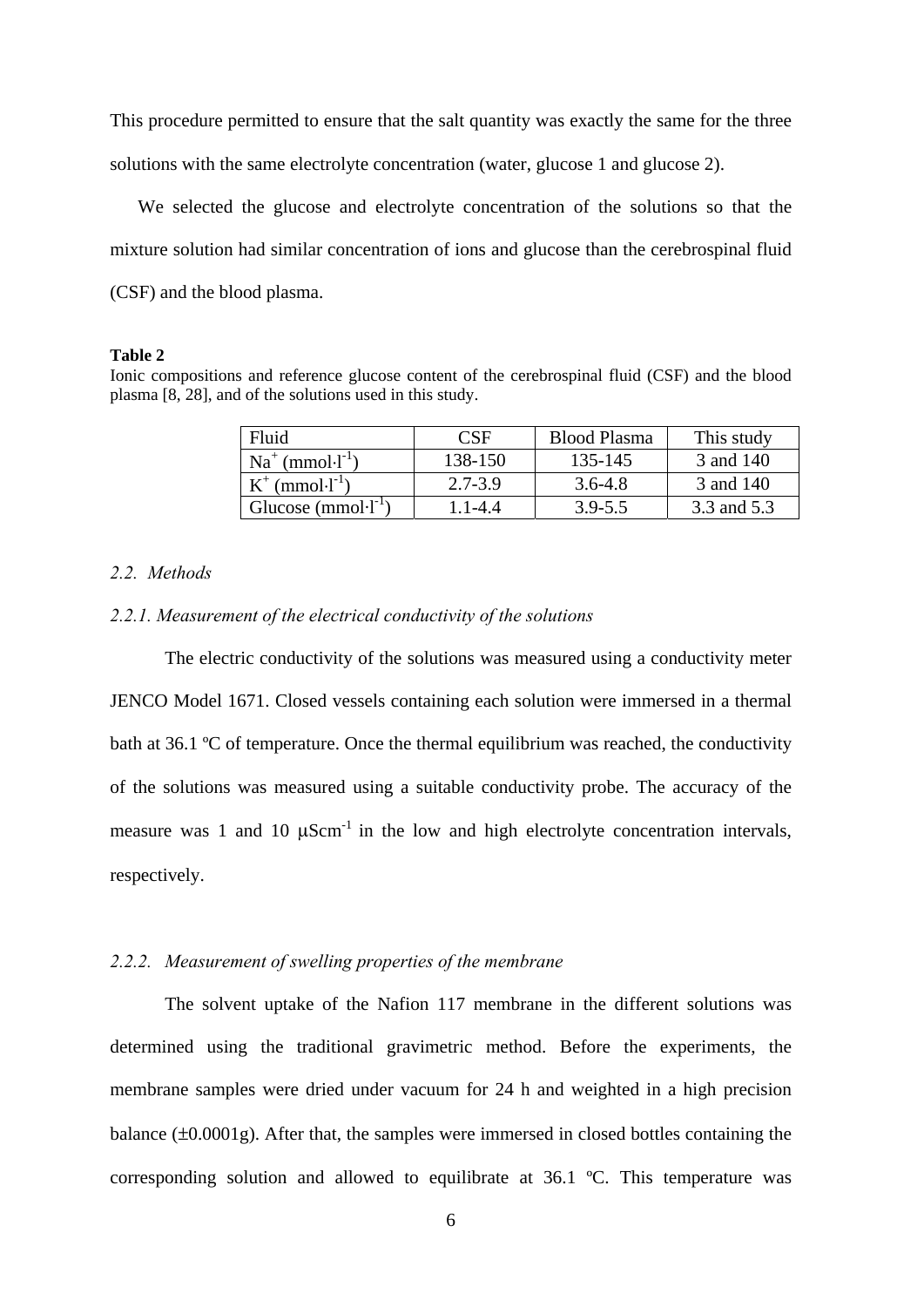This procedure permitted to ensure that the salt quantity was exactly the same for the three solutions with the same electrolyte concentration (water, glucose 1 and glucose 2).

We selected the glucose and electrolyte concentration of the solutions so that the mixture solution had similar concentration of ions and glucose than the cerebrospinal fluid (CSF) and the blood plasma.

**Table 2**

Ionic compositions and reference glucose content of the cerebrospinal fluid (CSF) and the blood plasma [8, 28], and of the solutions used in this study.

| Fluid | CSF | Blood Plasma | This study |
|---|---|---|---|
| $Na^+$ ($mmol{\cdot}l^{-1}$) | 138-150 | 135-145 | 3 and 140 |
| $K^+$ ($mmol{\cdot}l^{-1}$) | 2.7-3.9 | 3.6-4.8 | 3 and 140 |
| Glucose ($mmol{\cdot}l^{-1}$) | 1.1-4.4 | 3.9-5.5 | 3.3 and 5.3 |

### *2.2. Methods*

#### *2.2.1. Measurement of the electrical conductivity of the solutions*

The electric conductivity of the solutions was measured using a conductivity meter JENCO Model 1671. Closed vessels containing each solution were immersed in a thermal bath at 36.1 ºC of temperature. Once the thermal equilibrium was reached, the conductivity of the solutions was measured using a suitable conductivity probe. The accuracy of the measure was 1 and 10 $\mu Scm^{-1}$ in the low and high electrolyte concentration intervals, respectively.

#### *2.2.2. Measurement of swelling properties of the membrane*

The solvent uptake of the Nafion 117 membrane in the different solutions was determined using the traditional gravimetric method. Before the experiments, the membrane samples were dried under vacuum for 24 h and weighted in a high precision balance (±0.0001g). After that, the samples were immersed in closed bottles containing the corresponding solution and allowed to equilibrate at 36.1 ºC. This temperature was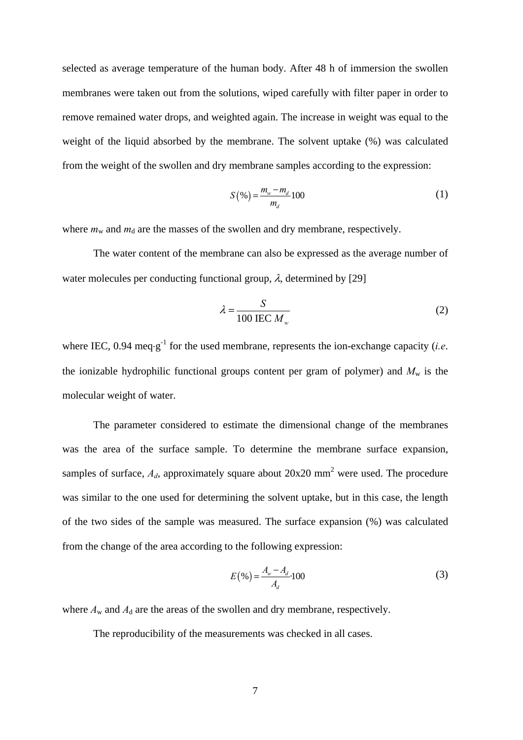selected as average temperature of the human body. After 48 h of immersion the swollen membranes were taken out from the solutions, wiped carefully with filter paper in order to remove remained water drops, and weighted again. The increase in weight was equal to the weight of the liquid absorbed by the membrane. The solvent uptake (%) was calculated from the weight of the swollen and dry membrane samples according to the expression:

$$S(\%) = \frac{m_w - m_d}{m_d} 100 \tag{1}$$

where $m_w$ and $m_d$ are the masses of the swollen and dry membrane, respectively.

The water content of the membrane can also be expressed as the average number of water molecules per conducting functional group, $\lambda$, determined by [29]

$$\lambda = \frac{S}{100 \text{ IEC } M_w} \tag{2}$$

where IEC, 0.94 meq·g$^{-1}$ for the used membrane, represents the ion-exchange capacity (*i.e*. the ionizable hydrophilic functional groups content per gram of polymer) and $M_w$ is the molecular weight of water.

The parameter considered to estimate the dimensional change of the membranes was the area of the surface sample. To determine the membrane surface expansion, samples of surface, $A_d$, approximately square about 20x20 mm$^2$ were used. The procedure was similar to the one used for determining the solvent uptake, but in this case, the length of the two sides of the sample was measured. The surface expansion (%) was calculated from the change of the area according to the following expression:

$$E(\%) = \frac{A_w - A_d}{A_d} \cdot 100 \tag{3}$$

where $A_w$ and $A_d$ are the areas of the swollen and dry membrane, respectively.

The reproducibility of the measurements was checked in all cases.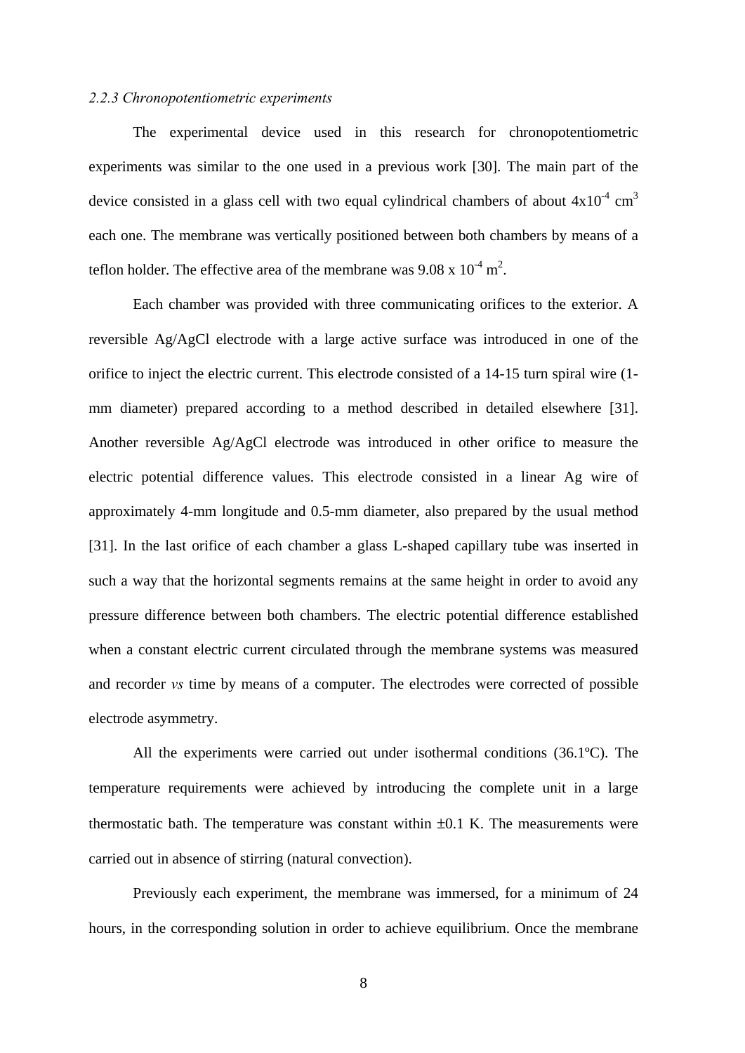### *2.2.3 Chronopotentiometric experiments*

The experimental device used in this research for chronopotentiometric experiments was similar to the one used in a previous work [30]. The main part of the device consisted in a glass cell with two equal cylindrical chambers of about $4 \times 10^{-4}$ $cm^3$ each one. The membrane was vertically positioned between both chambers by means of a teflon holder. The effective area of the membrane was $9.08 \times 10^{-4}$ $m^2$.

Each chamber was provided with three communicating orifices to the exterior. A reversible Ag/AgCl electrode with a large active surface was introduced in one of the orifice to inject the electric current. This electrode consisted of a 14-15 turn spiral wire (1-mm diameter) prepared according to a method described in detailed elsewhere [31]. Another reversible Ag/AgCl electrode was introduced in other orifice to measure the electric potential difference values. This electrode consisted in a linear Ag wire of approximately 4-mm longitude and 0.5-mm diameter, also prepared by the usual method [31]. In the last orifice of each chamber a glass L-shaped capillary tube was inserted in such a way that the horizontal segments remains at the same height in order to avoid any pressure difference between both chambers. The electric potential difference established when a constant electric current circulated through the membrane systems was measured and recorder *vs* time by means of a computer. The electrodes were corrected of possible electrode asymmetry.

All the experiments were carried out under isothermal conditions (36.1ºC). The temperature requirements were achieved by introducing the complete unit in a large thermostatic bath. The temperature was constant within $\pm 0.1$ K. The measurements were carried out in absence of stirring (natural convection).

Previously each experiment, the membrane was immersed, for a minimum of 24 hours, in the corresponding solution in order to achieve equilibrium. Once the membrane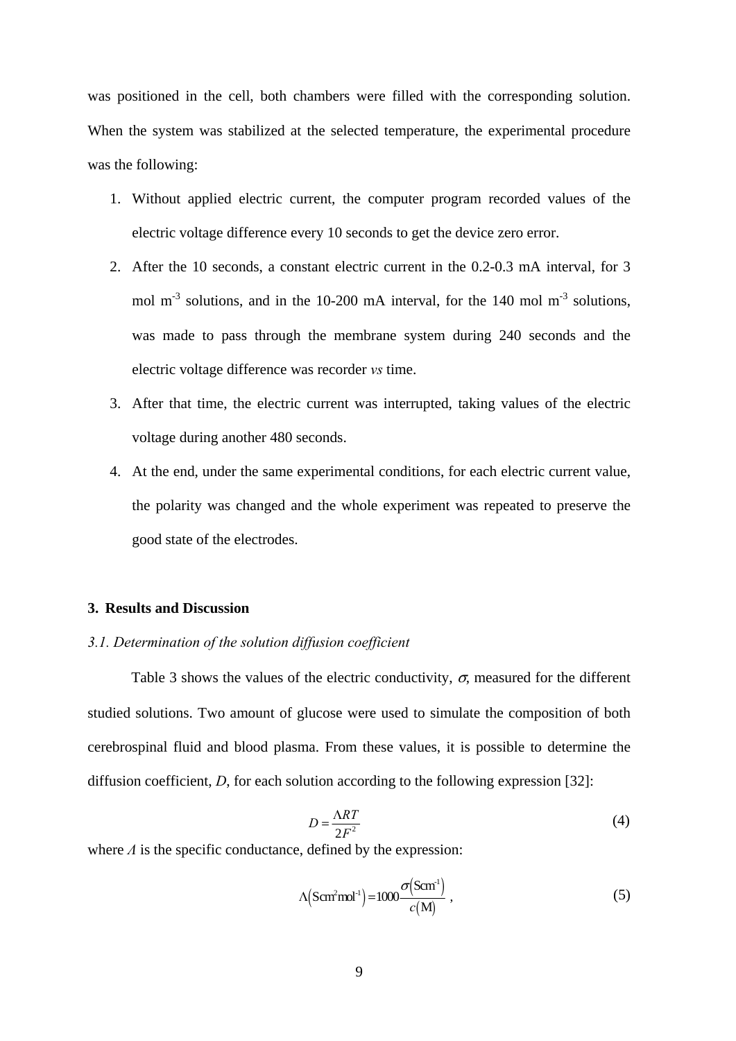was positioned in the cell, both chambers were filled with the corresponding solution. When the system was stabilized at the selected temperature, the experimental procedure was the following:

1. Without applied electric current, the computer program recorded values of the electric voltage difference every 10 seconds to get the device zero error.
2. After the 10 seconds, a constant electric current in the 0.2-0.3 mA interval, for 3 mol $m^{-3}$ solutions, and in the 10-200 mA interval, for the 140 mol $m^{-3}$ solutions, was made to pass through the membrane system during 240 seconds and the electric voltage difference was recorder *vs* time.
3. After that time, the electric current was interrupted, taking values of the electric voltage during another 480 seconds.
4. At the end, under the same experimental conditions, for each electric current value, the polarity was changed and the whole experiment was repeated to preserve the good state of the electrodes.

## 3. Results and Discussion

### *3.1. Determination of the solution diffusion coefficient*

Table 3 shows the values of the electric conductivity, $\sigma$, measured for the different studied solutions. Two amount of glucose were used to simulate the composition of both cerebrospinal fluid and blood plasma. From these values, it is possible to determine the diffusion coefficient, *D*, for each solution according to the following expression [32]:

$$D = \frac{\Lambda RT}{2F^2} \tag{4}$$

where $\Lambda$ is the specific conductance, defined by the expression:

$$\Lambda\left(\mathrm{Scm^2mol^{-1}}\right) = 1000\frac{\sigma\left(\mathrm{Scm^{-1}}\right)}{c\left(\mathrm{M}\right)}\ , \tag{5}$$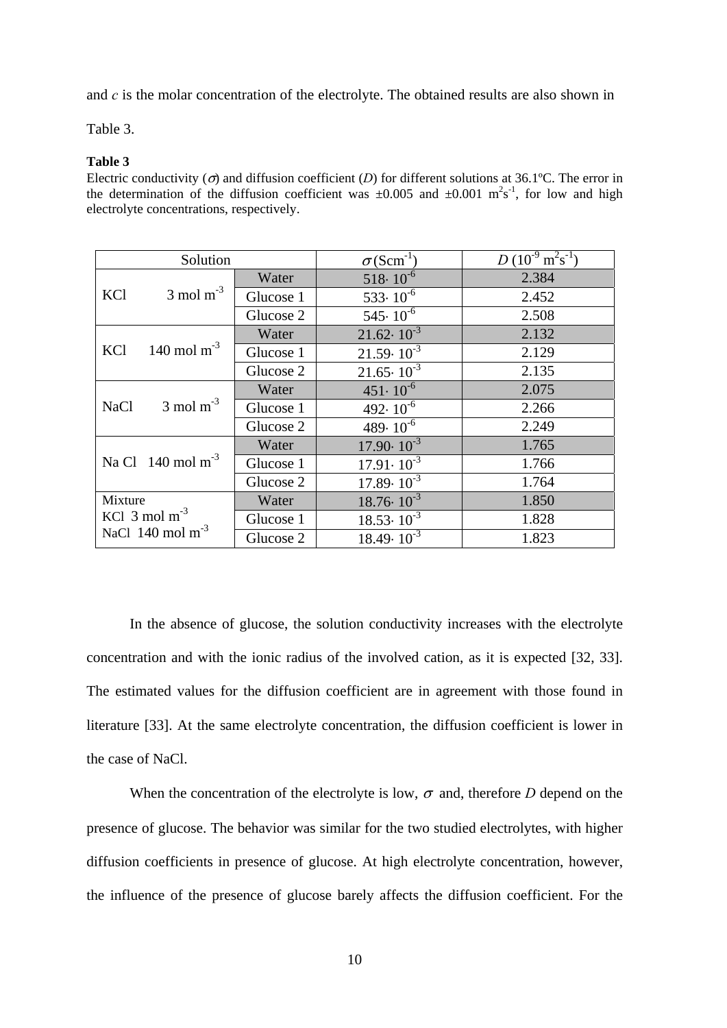and $c$ is the molar concentration of the electrolyte. The obtained results are also shown in Table 3.

**Table 3**

Electric conductivity ($\sigma$) and diffusion coefficient ($D$) for different solutions at 36.1ºC. The error in the determination of the diffusion coefficient was ±0.005 and ±0.001 $m^2s^{-1}$, for low and high electrolyte concentrations, respectively.

| Solution | | $\sigma$ ($Scm^{-1}$) | $D$ ($10^{-9}$ $m^2s^{-1}$) |
|---|---|---|---|
| KCl 3 mol $m^{-3}$ | Water | $518\cdot 10^{-6}$ | 2.384 |
| | Glucose 1 | $533\cdot 10^{-6}$ | 2.452 |
| | Glucose 2 | $545\cdot 10^{-6}$ | 2.508 |
| KCl 140 mol $m^{-3}$ | Water | $21.62\cdot 10^{-3}$ | 2.132 |
| | Glucose 1 | $21.59\cdot 10^{-3}$ | 2.129 |
| | Glucose 2 | $21.65\cdot 10^{-3}$ | 2.135 |
| NaCl 3 mol $m^{-3}$ | Water | $451\cdot 10^{-6}$ | 2.075 |
| | Glucose 1 | $492\cdot 10^{-6}$ | 2.266 |
| | Glucose 2 | $489\cdot 10^{-6}$ | 2.249 |
| Na Cl 140 mol $m^{-3}$ | Water | $17.90\cdot 10^{-3}$ | 1.765 |
| | Glucose 1 | $17.91\cdot 10^{-3}$ | 1.766 |
| | Glucose 2 | $17.89\cdot 10^{-3}$ | 1.764 |
| Mixture KCl 3 mol $m^{-3}$ NaCl 140 mol $m^{-3}$ | Water | $18.76\cdot 10^{-3}$ | 1.850 |
| | Glucose 1 | $18.53\cdot 10^{-3}$ | 1.828 |
| | Glucose 2 | $18.49\cdot 10^{-3}$ | 1.823 |

In the absence of glucose, the solution conductivity increases with the electrolyte concentration and with the ionic radius of the involved cation, as it is expected [32, 33]. The estimated values for the diffusion coefficient are in agreement with those found in literature [33]. At the same electrolyte concentration, the diffusion coefficient is lower in the case of NaCl.

When the concentration of the electrolyte is low, $\sigma$ and, therefore $D$ depend on the presence of glucose. The behavior was similar for the two studied electrolytes, with higher diffusion coefficients in presence of glucose. At high electrolyte concentration, however, the influence of the presence of glucose barely affects the diffusion coefficient. For the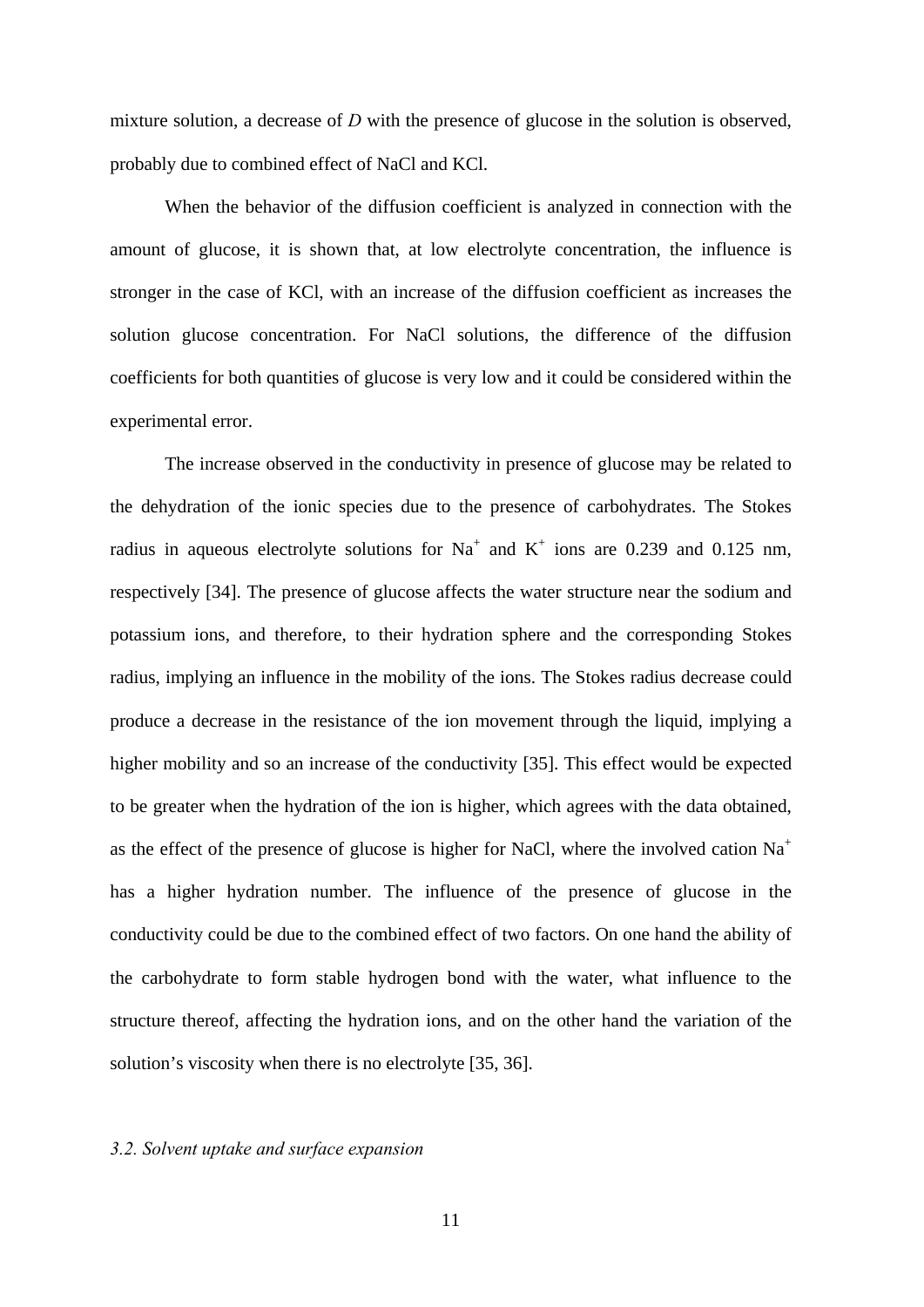mixture solution, a decrease of *D* with the presence of glucose in the solution is observed, probably due to combined effect of NaCl and KCl.

When the behavior of the diffusion coefficient is analyzed in connection with the amount of glucose, it is shown that, at low electrolyte concentration, the influence is stronger in the case of KCl, with an increase of the diffusion coefficient as increases the solution glucose concentration. For NaCl solutions, the difference of the diffusion coefficients for both quantities of glucose is very low and it could be considered within the experimental error.

The increase observed in the conductivity in presence of glucose may be related to the dehydration of the ionic species due to the presence of carbohydrates. The Stokes radius in aqueous electrolyte solutions for $Na^+$ and $K^+$ ions are 0.239 and 0.125 nm, respectively [34]. The presence of glucose affects the water structure near the sodium and potassium ions, and therefore, to their hydration sphere and the corresponding Stokes radius, implying an influence in the mobility of the ions. The Stokes radius decrease could produce a decrease in the resistance of the ion movement through the liquid, implying a higher mobility and so an increase of the conductivity [35]. This effect would be expected to be greater when the hydration of the ion is higher, which agrees with the data obtained, as the effect of the presence of glucose is higher for NaCl, where the involved cation $Na^+$ has a higher hydration number. The influence of the presence of glucose in the conductivity could be due to the combined effect of two factors. On one hand the ability of the carbohydrate to form stable hydrogen bond with the water, what influence to the structure thereof, affecting the hydration ions, and on the other hand the variation of the solution's viscosity when there is no electrolyte [35, 36].

### *3.2. Solvent uptake and surface expansion*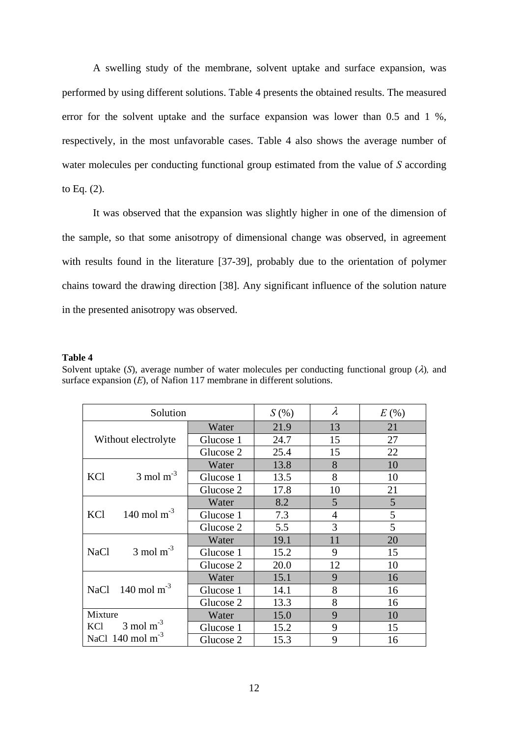A swelling study of the membrane, solvent uptake and surface expansion, was performed by using different solutions. Table 4 presents the obtained results. The measured error for the solvent uptake and the surface expansion was lower than 0.5 and 1 %, respectively, in the most unfavorable cases. Table 4 also shows the average number of water molecules per conducting functional group estimated from the value of *S* according to Eq. (2).

It was observed that the expansion was slightly higher in one of the dimension of the sample, so that some anisotropy of dimensional change was observed, in agreement with results found in the literature [37-39], probably due to the orientation of polymer chains toward the drawing direction [38]. Any significant influence of the solution nature in the presented anisotropy was observed.

**Table 4**
Solvent uptake (*S*), average number of water molecules per conducting functional group ($\lambda$), and surface expansion (*E*), of Nafion 117 membrane in different solutions.

| Solution | | *S* (%) | $\lambda$ | *E* (%) |
|---|---|---|---|---|
| Without electrolyte | Water | 21.9 | 13 | 21 |
| | Glucose 1 | 24.7 | 15 | 27 |
| | Glucose 2 | 25.4 | 15 | 22 |
| KCl 3 mol m$^{-3}$ | Water | 13.8 | 8 | 10 |
| | Glucose 1 | 13.5 | 8 | 10 |
| | Glucose 2 | 17.8 | 10 | 21 |
| KCl 140 mol m$^{-3}$ | Water | 8.2 | 5 | 5 |
| | Glucose 1 | 7.3 | 4 | 5 |
| | Glucose 2 | 5.5 | 3 | 5 |
| NaCl 3 mol m$^{-3}$ | Water | 19.1 | 11 | 20 |
| | Glucose 1 | 15.2 | 9 | 15 |
| | Glucose 2 | 20.0 | 12 | 10 |
| NaCl 140 mol m$^{-3}$ | Water | 15.1 | 9 | 16 |
| | Glucose 1 | 14.1 | 8 | 16 |
| | Glucose 2 | 13.3 | 8 | 16 |
| Mixture KCl 3 mol m$^{-3}$ NaCl 140 mol m$^{-3}$ | Water | 15.0 | 9 | 10 |
| | Glucose 1 | 15.2 | 9 | 15 |
| | Glucose 2 | 15.3 | 9 | 16 |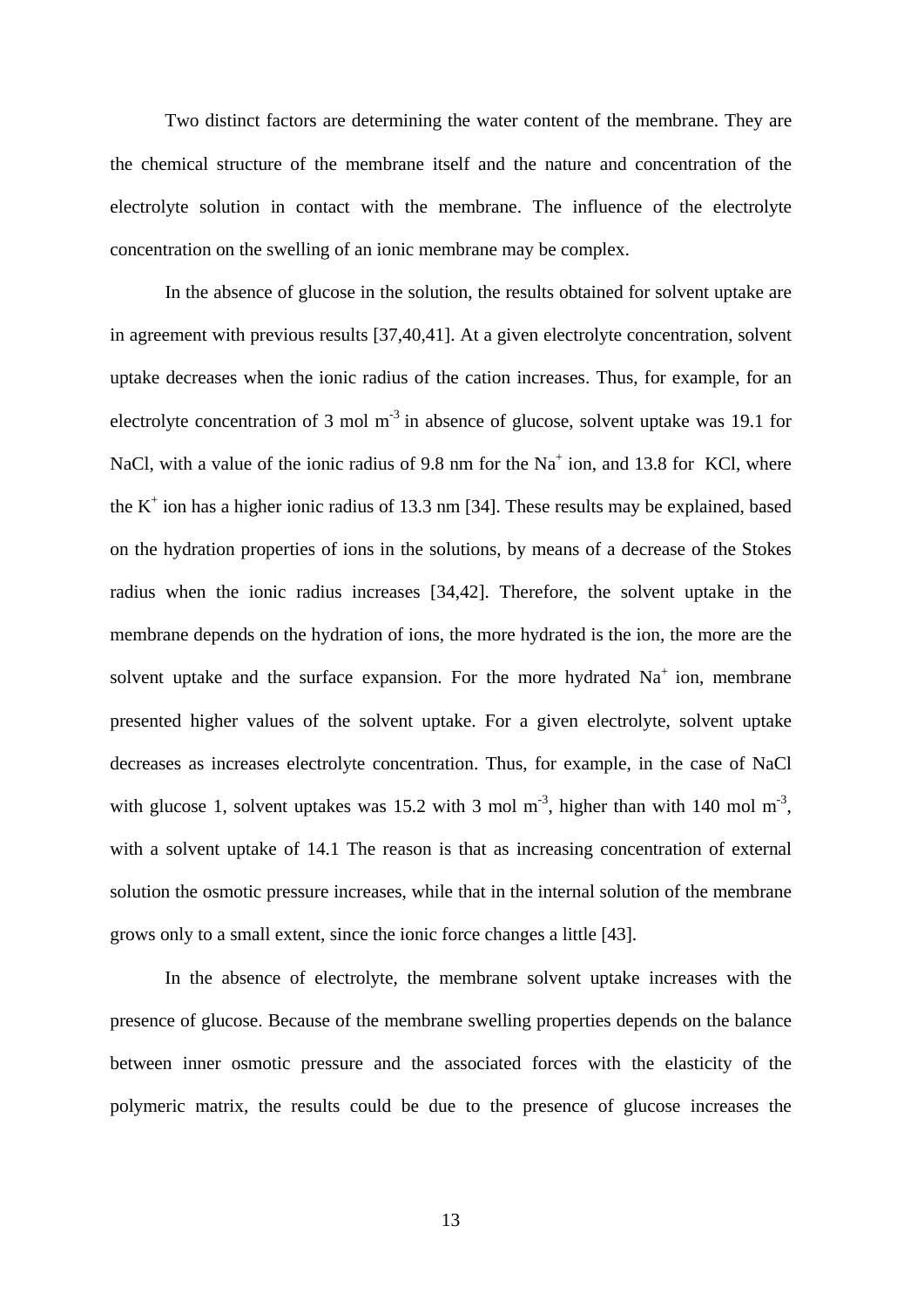Two distinct factors are determining the water content of the membrane. They are the chemical structure of the membrane itself and the nature and concentration of the electrolyte solution in contact with the membrane. The influence of the electrolyte concentration on the swelling of an ionic membrane may be complex.

In the absence of glucose in the solution, the results obtained for solvent uptake are in agreement with previous results [37,40,41]. At a given electrolyte concentration, solvent uptake decreases when the ionic radius of the cation increases. Thus, for example, for an electrolyte concentration of 3 mol m$^{-3}$ in absence of glucose, solvent uptake was 19.1 for NaCl, with a value of the ionic radius of 9.8 nm for the $Na^+$ ion, and 13.8 for KCl, where the $K^+$ ion has a higher ionic radius of 13.3 nm [34]. These results may be explained, based on the hydration properties of ions in the solutions, by means of a decrease of the Stokes radius when the ionic radius increases [34,42]. Therefore, the solvent uptake in the membrane depends on the hydration of ions, the more hydrated is the ion, the more are the solvent uptake and the surface expansion. For the more hydrated $Na^+$ ion, membrane presented higher values of the solvent uptake. For a given electrolyte, solvent uptake decreases as increases electrolyte concentration. Thus, for example, in the case of NaCl with glucose 1, solvent uptakes was 15.2 with 3 mol m$^{-3}$, higher than with 140 mol m$^{-3}$, with a solvent uptake of 14.1 The reason is that as increasing concentration of external solution the osmotic pressure increases, while that in the internal solution of the membrane grows only to a small extent, since the ionic force changes a little [43].

In the absence of electrolyte, the membrane solvent uptake increases with the presence of glucose. Because of the membrane swelling properties depends on the balance between inner osmotic pressure and the associated forces with the elasticity of the polymeric matrix, the results could be due to the presence of glucose increases the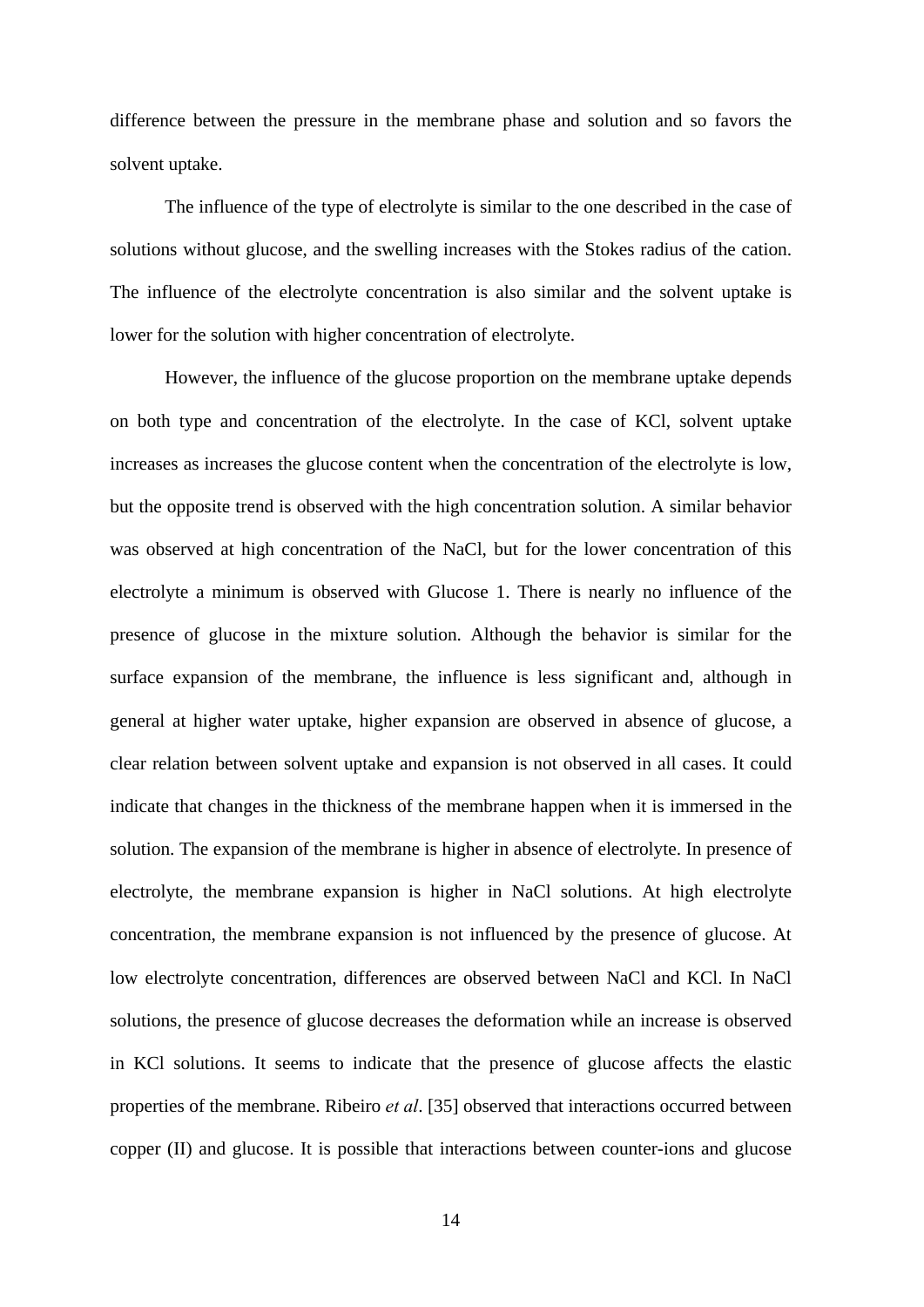difference between the pressure in the membrane phase and solution and so favors the solvent uptake.

The influence of the type of electrolyte is similar to the one described in the case of solutions without glucose, and the swelling increases with the Stokes radius of the cation. The influence of the electrolyte concentration is also similar and the solvent uptake is lower for the solution with higher concentration of electrolyte.

However, the influence of the glucose proportion on the membrane uptake depends on both type and concentration of the electrolyte. In the case of KCl, solvent uptake increases as increases the glucose content when the concentration of the electrolyte is low, but the opposite trend is observed with the high concentration solution. A similar behavior was observed at high concentration of the NaCl, but for the lower concentration of this electrolyte a minimum is observed with Glucose 1. There is nearly no influence of the presence of glucose in the mixture solution. Although the behavior is similar for the surface expansion of the membrane, the influence is less significant and, although in general at higher water uptake, higher expansion are observed in absence of glucose, a clear relation between solvent uptake and expansion is not observed in all cases. It could indicate that changes in the thickness of the membrane happen when it is immersed in the solution. The expansion of the membrane is higher in absence of electrolyte. In presence of electrolyte, the membrane expansion is higher in NaCl solutions. At high electrolyte concentration, the membrane expansion is not influenced by the presence of glucose. At low electrolyte concentration, differences are observed between NaCl and KCl. In NaCl solutions, the presence of glucose decreases the deformation while an increase is observed in KCl solutions. It seems to indicate that the presence of glucose affects the elastic properties of the membrane. Ribeiro *et al*. [35] observed that interactions occurred between copper (II) and glucose. It is possible that interactions between counter-ions and glucose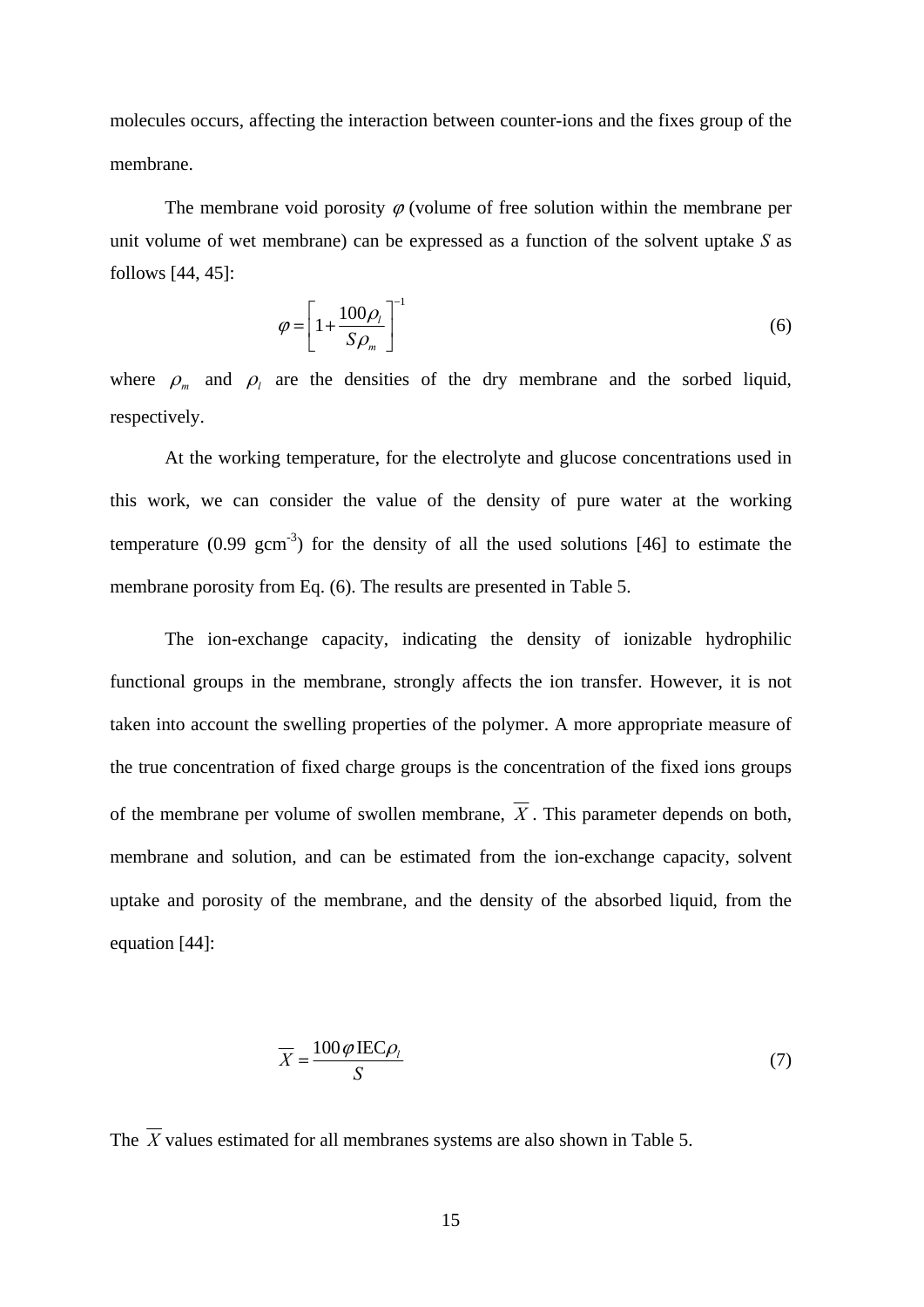molecules occurs, affecting the interaction between counter-ions and the fixes group of the membrane.

The membrane void porosity $\varphi$ (volume of free solution within the membrane per unit volume of wet membrane) can be expressed as a function of the solvent uptake $S$ as follows [44, 45]:

$$\varphi = \left[1 + \frac{100\rho_l}{S\rho_m}\right]^{-1} \tag{6}$$

where $\rho_m$ and $\rho_l$ are the densities of the dry membrane and the sorbed liquid, respectively.

At the working temperature, for the electrolyte and glucose concentrations used in this work, we can consider the value of the density of pure water at the working temperature (0.99 gcm$^{-3}$) for the density of all the used solutions [46] to estimate the membrane porosity from Eq. (6). The results are presented in Table 5.

The ion-exchange capacity, indicating the density of ionizable hydrophilic functional groups in the membrane, strongly affects the ion transfer. However, it is not taken into account the swelling properties of the polymer. A more appropriate measure of the true concentration of fixed charge groups is the concentration of the fixed ions groups of the membrane per volume of swollen membrane, $\overline{X}$. This parameter depends on both, membrane and solution, and can be estimated from the ion-exchange capacity, solvent uptake and porosity of the membrane, and the density of the absorbed liquid, from the equation [44]:

$$\overline{X} = \frac{100\varphi\,\mathrm{IEC}\rho_l}{S} \tag{7}$$

The $\overline{X}$ values estimated for all membranes systems are also shown in Table 5.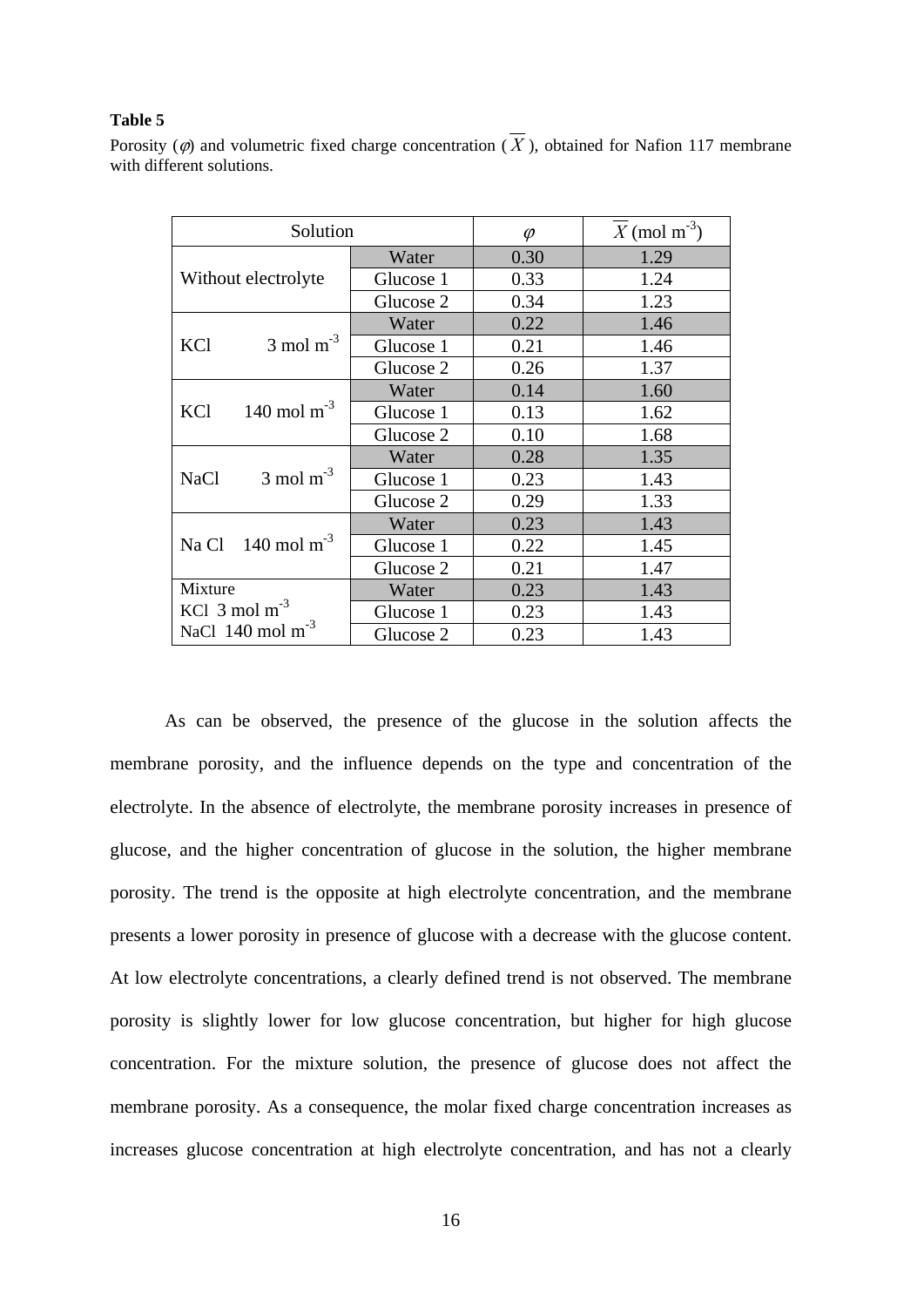**Table 5**

Porosity ($\varphi$) and volumetric fixed charge concentration ($\overline{X}$), obtained for Nafion 117 membrane with different solutions.

| Solution | | $\varphi$ | $\overline{X}$ (mol m$^{-3}$) |
|---|---|---|---|
| Without electrolyte | Water | 0.30 | 1.29 |
| | Glucose 1 | 0.33 | 1.24 |
| | Glucose 2 | 0.34 | 1.23 |
| KCl 3 mol m$^{-3}$ | Water | 0.22 | 1.46 |
| | Glucose 1 | 0.21 | 1.46 |
| | Glucose 2 | 0.26 | 1.37 |
| KCl 140 mol m$^{-3}$ | Water | 0.14 | 1.60 |
| | Glucose 1 | 0.13 | 1.62 |
| | Glucose 2 | 0.10 | 1.68 |
| NaCl 3 mol m$^{-3}$ | Water | 0.28 | 1.35 |
| | Glucose 1 | 0.23 | 1.43 |
| | Glucose 2 | 0.29 | 1.33 |
| Na Cl 140 mol m$^{-3}$ | Water | 0.23 | 1.43 |
| | Glucose 1 | 0.22 | 1.45 |
| | Glucose 2 | 0.21 | 1.47 |
| Mixture KCl 3 mol m$^{-3}$ NaCl 140 mol m$^{-3}$ | Water | 0.23 | 1.43 |
| | Glucose 1 | 0.23 | 1.43 |
| | Glucose 2 | 0.23 | 1.43 |

As can be observed, the presence of the glucose in the solution affects the membrane porosity, and the influence depends on the type and concentration of the electrolyte. In the absence of electrolyte, the membrane porosity increases in presence of glucose, and the higher concentration of glucose in the solution, the higher membrane porosity. The trend is the opposite at high electrolyte concentration, and the membrane presents a lower porosity in presence of glucose with a decrease with the glucose content. At low electrolyte concentrations, a clearly defined trend is not observed. The membrane porosity is slightly lower for low glucose concentration, but higher for high glucose concentration. For the mixture solution, the presence of glucose does not affect the membrane porosity. As a consequence, the molar fixed charge concentration increases as increases glucose concentration at high electrolyte concentration, and has not a clearly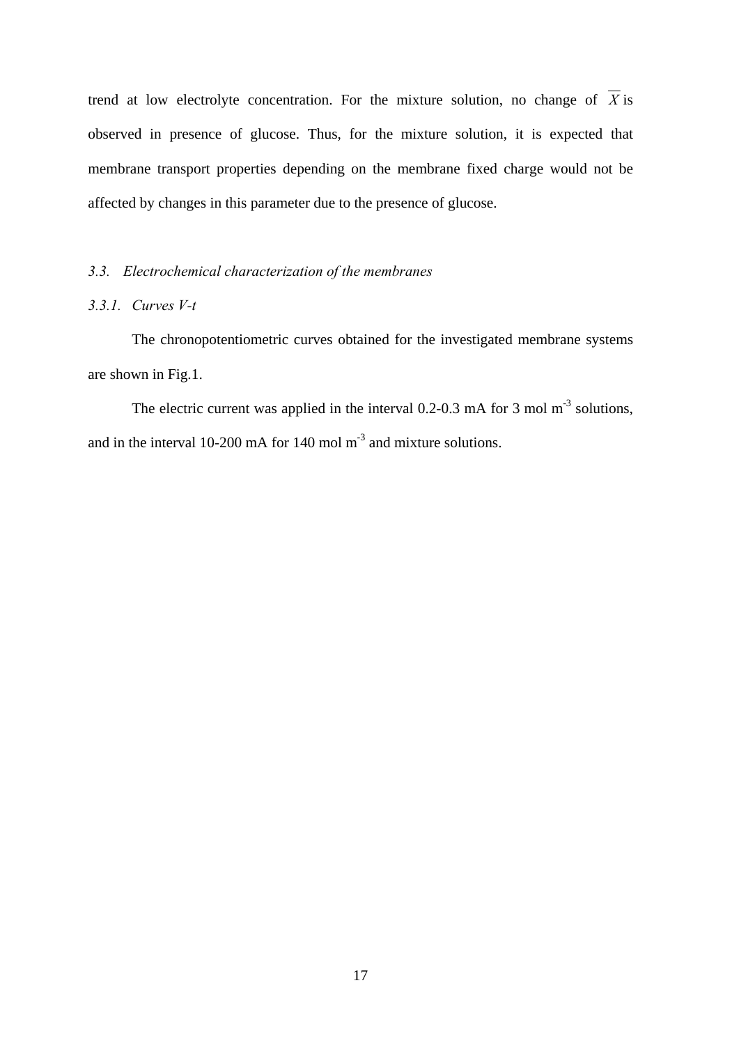trend at low electrolyte concentration. For the mixture solution, no change of $\overline{X}$ is observed in presence of glucose. Thus, for the mixture solution, it is expected that membrane transport properties depending on the membrane fixed charge would not be affected by changes in this parameter due to the presence of glucose.

### *3.3. Electrochemical characterization of the membranes*

#### *3.3.1. Curves V-t*

The chronopotentiometric curves obtained for the investigated membrane systems are shown in Fig.1.

The electric current was applied in the interval 0.2-0.3 mA for 3 mol $m^{-3}$ solutions, and in the interval 10-200 mA for 140 mol $m^{-3}$ and mixture solutions.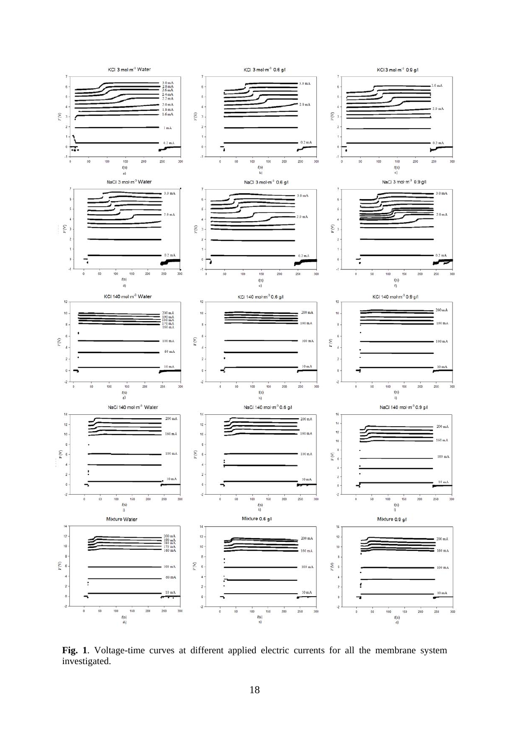**Fig. 1**. Voltage-time curves at different applied electric currents for all the membrane system investigated.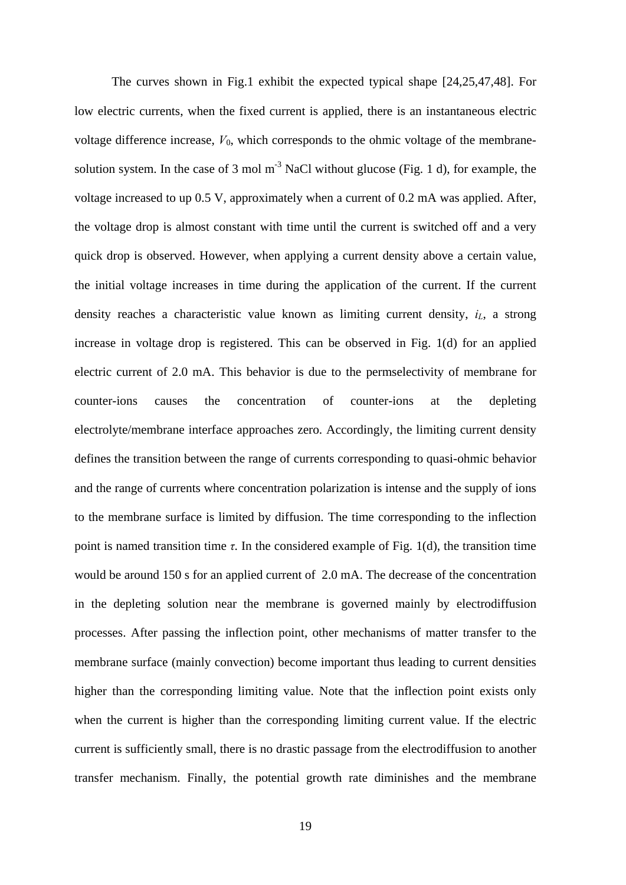The curves shown in Fig.1 exhibit the expected typical shape [24,25,47,48]. For low electric currents, when the fixed current is applied, there is an instantaneous electric voltage difference increase, $V_0$, which corresponds to the ohmic voltage of the membrane-solution system. In the case of 3 mol m$^{-3}$ NaCl without glucose (Fig. 1 d), for example, the voltage increased to up 0.5 V, approximately when a current of 0.2 mA was applied. After, the voltage drop is almost constant with time until the current is switched off and a very quick drop is observed. However, when applying a current density above a certain value, the initial voltage increases in time during the application of the current. If the current density reaches a characteristic value known as limiting current density, $i_L$, a strong increase in voltage drop is registered. This can be observed in Fig. 1(d) for an applied electric current of 2.0 mA. This behavior is due to the permselectivity of membrane for counter-ions causes the concentration of counter-ions at the depleting electrolyte/membrane interface approaches zero. Accordingly, the limiting current density defines the transition between the range of currents corresponding to quasi-ohmic behavior and the range of currents where concentration polarization is intense and the supply of ions to the membrane surface is limited by diffusion. The time corresponding to the inflection point is named transition time $\tau$. In the considered example of Fig. 1(d), the transition time would be around 150 s for an applied current of 2.0 mA. The decrease of the concentration in the depleting solution near the membrane is governed mainly by electrodiffusion processes. After passing the inflection point, other mechanisms of matter transfer to the membrane surface (mainly convection) become important thus leading to current densities higher than the corresponding limiting value. Note that the inflection point exists only when the current is higher than the corresponding limiting current value. If the electric current is sufficiently small, there is no drastic passage from the electrodiffusion to another transfer mechanism. Finally, the potential growth rate diminishes and the membrane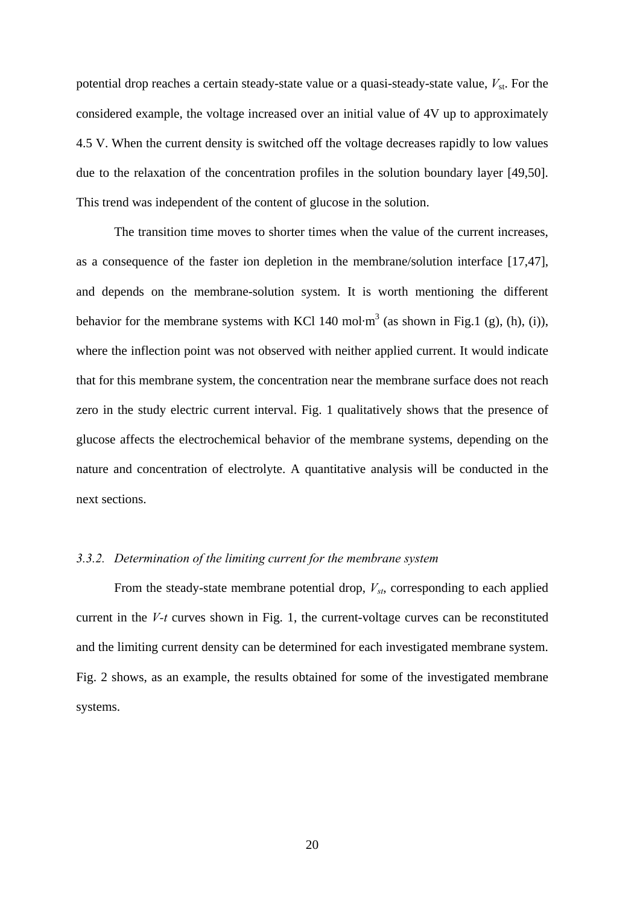potential drop reaches a certain steady-state value or a quasi-steady-state value, $V_{st}$. For the considered example, the voltage increased over an initial value of 4V up to approximately 4.5 V. When the current density is switched off the voltage decreases rapidly to low values due to the relaxation of the concentration profiles in the solution boundary layer [49,50]. This trend was independent of the content of glucose in the solution.

The transition time moves to shorter times when the value of the current increases, as a consequence of the faster ion depletion in the membrane/solution interface [17,47], and depends on the membrane-solution system. It is worth mentioning the different behavior for the membrane systems with KCl 140 mol·m$^3$ (as shown in Fig.1 (g), (h), (i)), where the inflection point was not observed with neither applied current. It would indicate that for this membrane system, the concentration near the membrane surface does not reach zero in the study electric current interval. Fig. 1 qualitatively shows that the presence of glucose affects the electrochemical behavior of the membrane systems, depending on the nature and concentration of electrolyte. A quantitative analysis will be conducted in the next sections.

### *3.3.2. Determination of the limiting current for the membrane system*

From the steady-state membrane potential drop, $V_{st}$, corresponding to each applied current in the *V-t* curves shown in Fig. 1, the current-voltage curves can be reconstituted and the limiting current density can be determined for each investigated membrane system. Fig. 2 shows, as an example, the results obtained for some of the investigated membrane systems.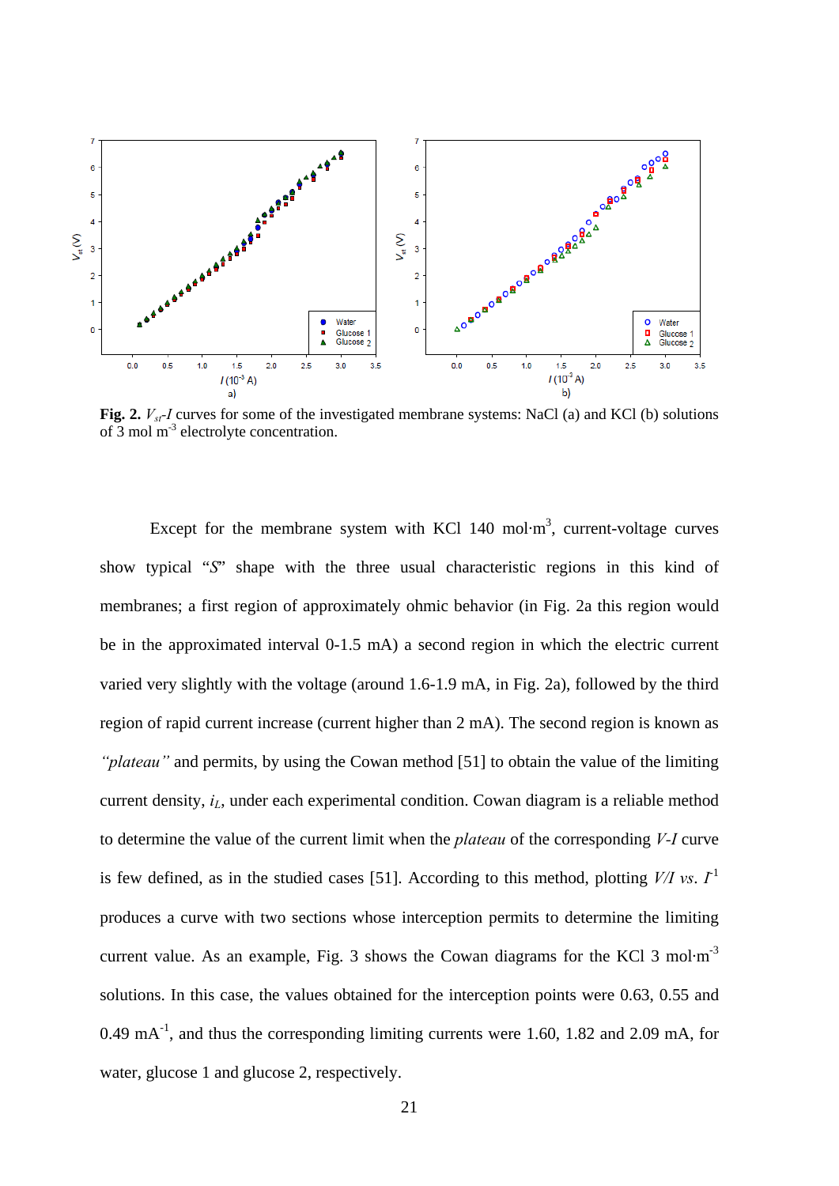**Fig. 2.** $V_{st}$-$I$ curves for some of the investigated membrane systems: NaCl (a) and KCl (b) solutions of 3 mol m$^{-3}$ electrolyte concentration.

Except for the membrane system with KCl 140 mol·m$^3$, current-voltage curves show typical "*S*" shape with the three usual characteristic regions in this kind of membranes; a first region of approximately ohmic behavior (in Fig. 2a this region would be in the approximated interval 0-1.5 mA) a second region in which the electric current varied very slightly with the voltage (around 1.6-1.9 mA, in Fig. 2a), followed by the third region of rapid current increase (current higher than 2 mA). The second region is known as *"plateau"* and permits, by using the Cowan method [51] to obtain the value of the limiting current density, $i_L$, under each experimental condition. Cowan diagram is a reliable method to determine the value of the current limit when the *plateau* of the corresponding *V-I* curve is few defined, as in the studied cases [51]. According to this method, plotting $V/I$ *vs*. $I^{-1}$ produces a curve with two sections whose interception permits to determine the limiting current value. As an example, Fig. 3 shows the Cowan diagrams for the KCl 3 mol·m$^{-3}$ solutions. In this case, the values obtained for the interception points were 0.63, 0.55 and 0.49 mA$^{-1}$, and thus the corresponding limiting currents were 1.60, 1.82 and 2.09 mA, for water, glucose 1 and glucose 2, respectively.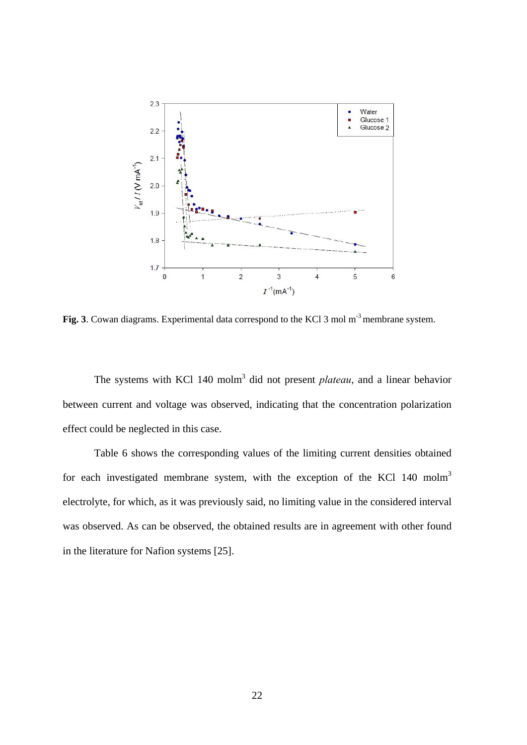**Fig. 3**. Cowan diagrams. Experimental data correspond to the KCl 3 mol $m^{-3}$ membrane system.

The systems with KCl 140 molm$^3$ did not present *plateau*, and a linear behavior between current and voltage was observed, indicating that the concentration polarization effect could be neglected in this case.

Table 6 shows the corresponding values of the limiting current densities obtained for each investigated membrane system, with the exception of the KCl 140 molm$^3$ electrolyte, for which, as it was previously said, no limiting value in the considered interval was observed. As can be observed, the obtained results are in agreement with other found in the literature for Nafion systems [25].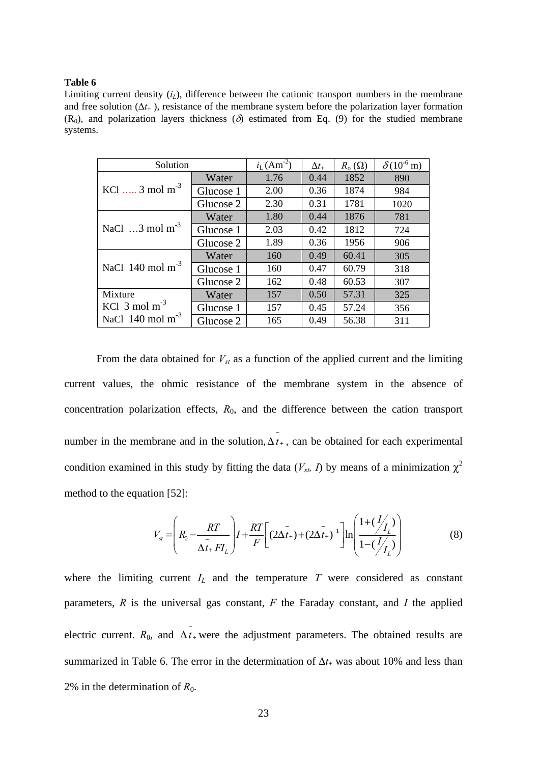**Table 6**

Limiting current density ($i_L$), difference between the cationic transport numbers in the membrane and free solution ($\Delta t_+$ ), resistance of the membrane system before the polarization layer formation ($R_0$), and polarization layers thickness ($\delta$) estimated from Eq. (9) for the studied membrane systems.

| Solution | | $i_L$ (Am$^{-2}$) | $\Delta t_+$ | $R_o$ ($\Omega$) | $\delta$ ($10^{-6}$ m) |
|---|---|---|---|---|---|
| KCl ….. 3 mol m$^{-3}$ | Water | 1.76 | 0.44 | 1852 | 890 |
| | Glucose 1 | 2.00 | 0.36 | 1874 | 984 |
| | Glucose 2 | 2.30 | 0.31 | 1781 | 1020 |
| NaCl …3 mol m$^{-3}$ | Water | 1.80 | 0.44 | 1876 | 781 |
| | Glucose 1 | 2.03 | 0.42 | 1812 | 724 |
| | Glucose 2 | 1.89 | 0.36 | 1956 | 906 |
| NaCl 140 mol m$^{-3}$ | Water | 160 | 0.49 | 60.41 | 305 |
| | Glucose 1 | 160 | 0.47 | 60.79 | 318 |
| | Glucose 2 | 162 | 0.48 | 60.53 | 307 |
| Mixture KCl 3 mol m$^{-3}$ NaCl 140 mol m$^{-3}$ | Water | 157 | 0.50 | 57.31 | 325 |
| | Glucose 1 | 157 | 0.45 | 57.24 | 356 |
| | Glucose 2 | 165 | 0.49 | 56.38 | 311 |

From the data obtained for $V_{st}$ as a function of the applied current and the limiting current values, the ohmic resistance of the membrane system in the absence of concentration polarization effects, $R_0$, and the difference between the cation transport number in the membrane and in the solution, $\Delta \bar{t}_+$, can be obtained for each experimental condition examined in this study by fitting the data ($V_{st}$, $I$) by means of a minimization $\chi^2$ method to the equation [52]:

$$V_{st} = \left( R_0 - \frac{RT}{\Delta \bar{t}_+ F I_L} \right) I + \frac{RT}{F}\left[ (2\Delta \bar{t}_+) + (2\Delta \bar{t}_+)^{-1} \right] \ln\left( \frac{1 + (I/I_L)}{1 - (I/I_L)} \right) \tag{8}$$

where the limiting current $I_L$ and the temperature $T$ were considered as constant parameters, $R$ is the universal gas constant, $F$ the Faraday constant, and $I$ the applied electric current. $R_0$, and $\Delta \bar{t}_+$ were the adjustment parameters. The obtained results are summarized in Table 6. The error in the determination of $\Delta t_+$ was about 10% and less than 2% in the determination of $R_0$.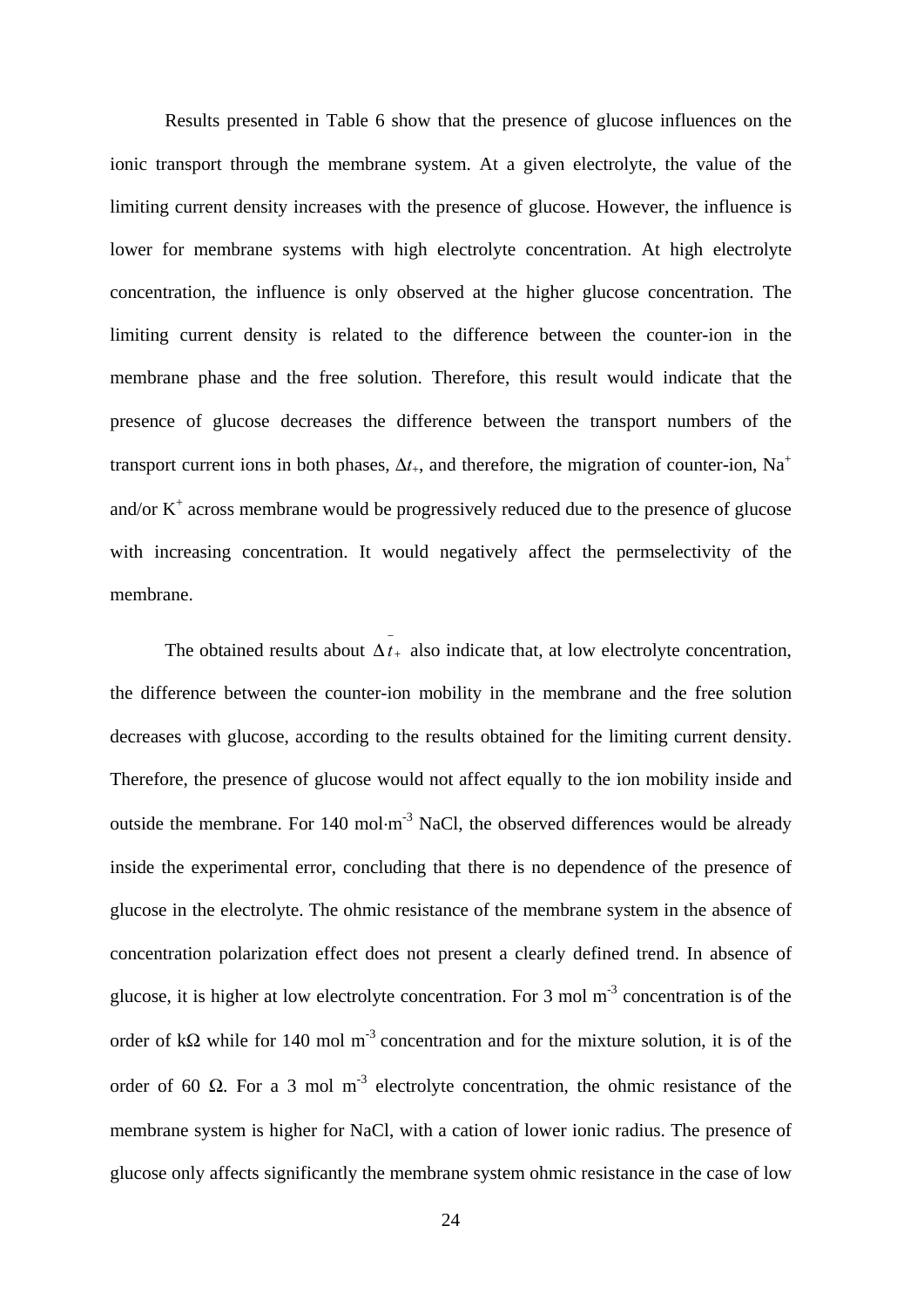Results presented in Table 6 show that the presence of glucose influences on the ionic transport through the membrane system. At a given electrolyte, the value of the limiting current density increases with the presence of glucose. However, the influence is lower for membrane systems with high electrolyte concentration. At high electrolyte concentration, the influence is only observed at the higher glucose concentration. The limiting current density is related to the difference between the counter-ion in the membrane phase and the free solution. Therefore, this result would indicate that the presence of glucose decreases the difference between the transport numbers of the transport current ions in both phases, $\Delta t_+$, and therefore, the migration of counter-ion, $Na^+$ and/or $K^+$ across membrane would be progressively reduced due to the presence of glucose with increasing concentration. It would negatively affect the permselectivity of the membrane.

The obtained results about $\Delta \bar{t}_+$ also indicate that, at low electrolyte concentration, the difference between the counter-ion mobility in the membrane and the free solution decreases with glucose, according to the results obtained for the limiting current density. Therefore, the presence of glucose would not affect equally to the ion mobility inside and outside the membrane. For 140 mol·m$^{-3}$ NaCl, the observed differences would be already inside the experimental error, concluding that there is no dependence of the presence of glucose in the electrolyte. The ohmic resistance of the membrane system in the absence of concentration polarization effect does not present a clearly defined trend. In absence of glucose, it is higher at low electrolyte concentration. For 3 mol m$^{-3}$ concentration is of the order of kΩ while for 140 mol m$^{-3}$ concentration and for the mixture solution, it is of the order of 60 Ω. For a 3 mol m$^{-3}$ electrolyte concentration, the ohmic resistance of the membrane system is higher for NaCl, with a cation of lower ionic radius. The presence of glucose only affects significantly the membrane system ohmic resistance in the case of low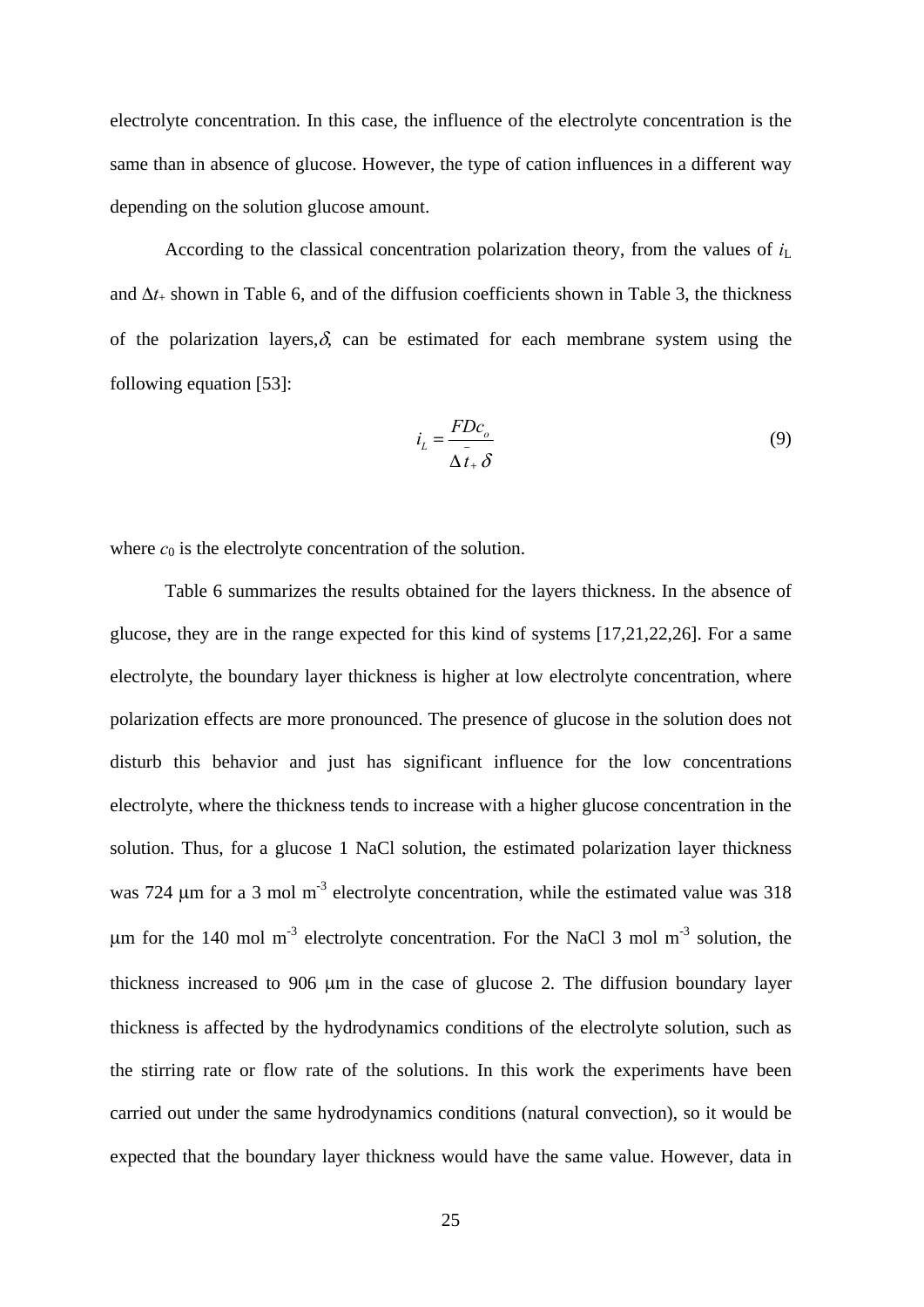electrolyte concentration. In this case, the influence of the electrolyte concentration is the same than in absence of glucose. However, the type of cation influences in a different way depending on the solution glucose amount.

According to the classical concentration polarization theory, from the values of $i_L$ and $\Delta t_+$ shown in Table 6, and of the diffusion coefficients shown in Table 3, the thickness of the polarization layers, $\delta$, can be estimated for each membrane system using the following equation [53]:

$$i_L = \frac{FDc_o}{\Delta \bar{t}_+ \, \delta} \tag{9}$$

where $c_0$ is the electrolyte concentration of the solution.

Table 6 summarizes the results obtained for the layers thickness. In the absence of glucose, they are in the range expected for this kind of systems [17,21,22,26]. For a same electrolyte, the boundary layer thickness is higher at low electrolyte concentration, where polarization effects are more pronounced. The presence of glucose in the solution does not disturb this behavior and just has significant influence for the low concentrations electrolyte, where the thickness tends to increase with a higher glucose concentration in the solution. Thus, for a glucose 1 NaCl solution, the estimated polarization layer thickness was 724 μm for a 3 mol m$^{-3}$ electrolyte concentration, while the estimated value was 318 μm for the 140 mol m$^{-3}$ electrolyte concentration. For the NaCl 3 mol m$^{-3}$ solution, the thickness increased to 906 μm in the case of glucose 2. The diffusion boundary layer thickness is affected by the hydrodynamics conditions of the electrolyte solution, such as the stirring rate or flow rate of the solutions. In this work the experiments have been carried out under the same hydrodynamics conditions (natural convection), so it would be expected that the boundary layer thickness would have the same value. However, data in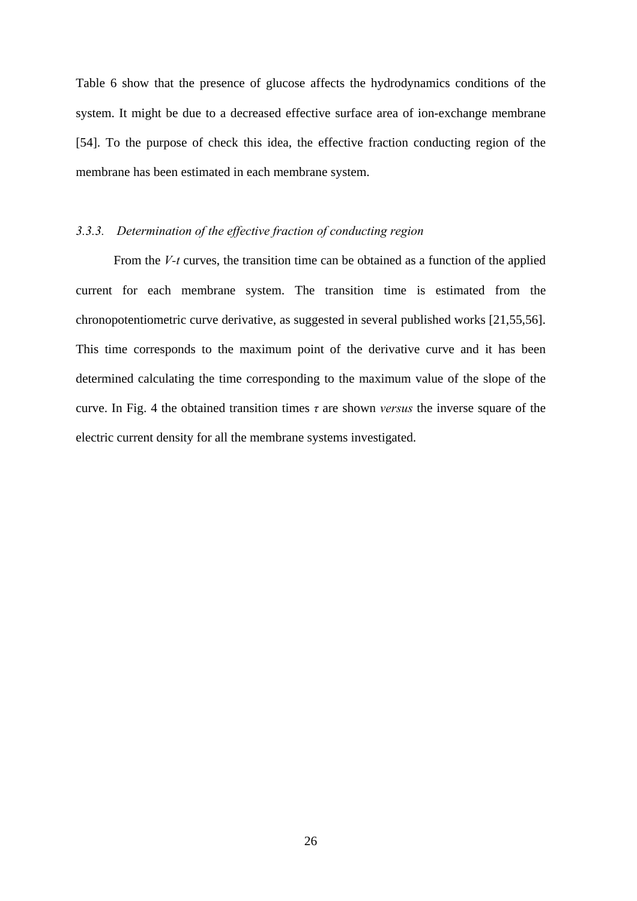Table 6 show that the presence of glucose affects the hydrodynamics conditions of the system. It might be due to a decreased effective surface area of ion-exchange membrane [54]. To the purpose of check this idea, the effective fraction conducting region of the membrane has been estimated in each membrane system.

### *3.3.3. Determination of the effective fraction of conducting region*

From the *V-t* curves, the transition time can be obtained as a function of the applied current for each membrane system. The transition time is estimated from the chronopotentiometric curve derivative, as suggested in several published works [21,55,56]. This time corresponds to the maximum point of the derivative curve and it has been determined calculating the time corresponding to the maximum value of the slope of the curve. In Fig. 4 the obtained transition times $\tau$ are shown *versus* the inverse square of the electric current density for all the membrane systems investigated.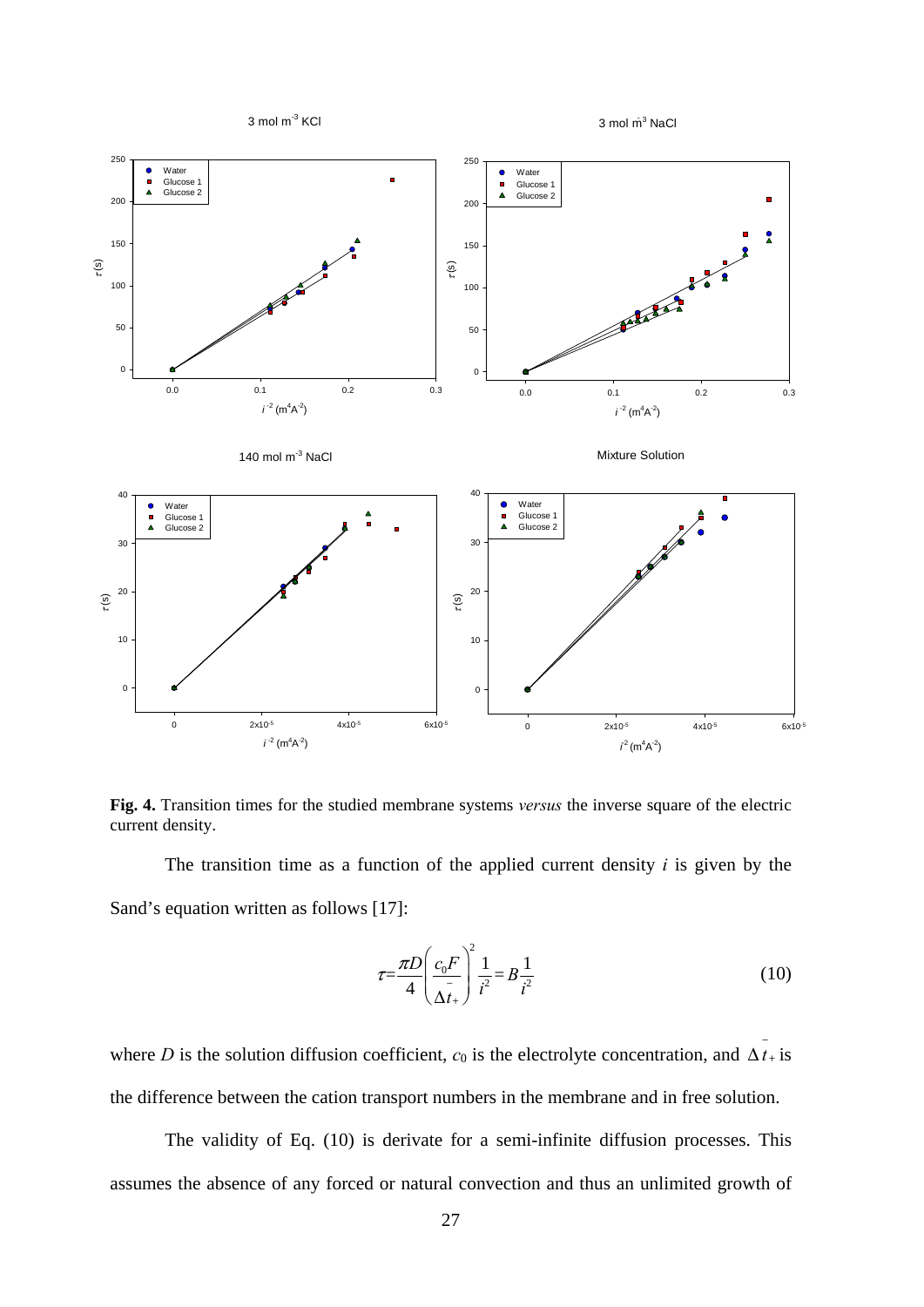**Fig. 4.** Transition times for the studied membrane systems *versus* the inverse square of the electric current density.

The transition time as a function of the applied current density $i$ is given by the Sand's equation written as follows [17]:

$$\tau = \frac{\pi D}{4}\left(\frac{c_0 F}{\Delta \bar{t}_+}\right)^2 \frac{1}{i^2} = B\frac{1}{i^2} \tag{10}$$

where $D$ is the solution diffusion coefficient, $c_0$ is the electrolyte concentration, and $\Delta \bar{t}_+$ is the difference between the cation transport numbers in the membrane and in free solution.

The validity of Eq. (10) is derivate for a semi-infinite diffusion processes. This assumes the absence of any forced or natural convection and thus an unlimited growth of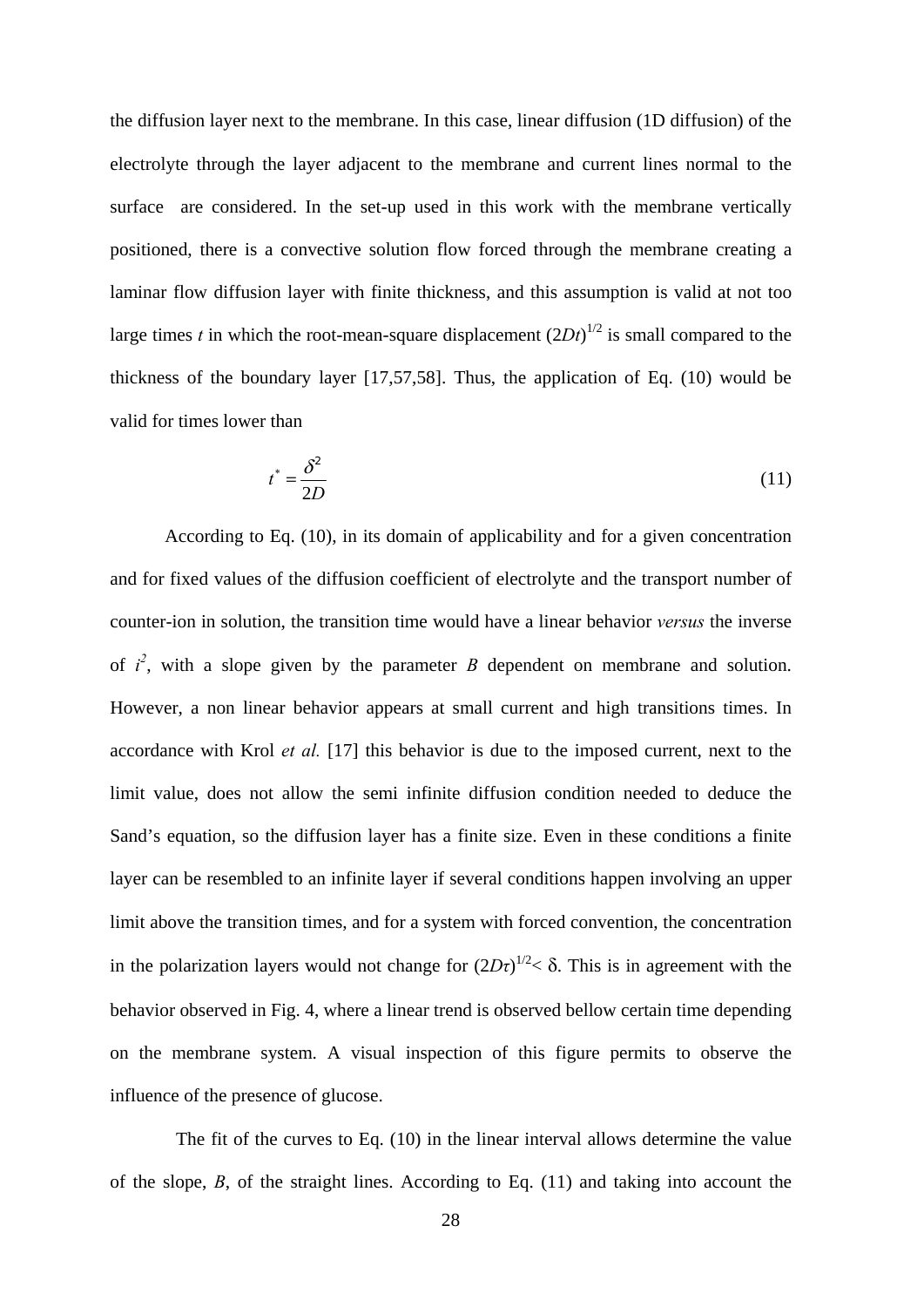the diffusion layer next to the membrane. In this case, linear diffusion (1D diffusion) of the electrolyte through the layer adjacent to the membrane and current lines normal to the surface are considered. In the set-up used in this work with the membrane vertically positioned, there is a convective solution flow forced through the membrane creating a laminar flow diffusion layer with finite thickness, and this assumption is valid at not too large times $t$ in which the root-mean-square displacement $(2Dt)^{1/2}$ is small compared to the thickness of the boundary layer [17,57,58]. Thus, the application of Eq. (10) would be valid for times lower than

$$t^* = \frac{\delta^2}{2D} \tag{11}$$

According to Eq. (10), in its domain of applicability and for a given concentration and for fixed values of the diffusion coefficient of electrolyte and the transport number of counter-ion in solution, the transition time would have a linear behavior *versus* the inverse of $i^2$, with a slope given by the parameter $B$ dependent on membrane and solution. However, a non linear behavior appears at small current and high transitions times. In accordance with Krol *et al.* [17] this behavior is due to the imposed current, next to the limit value, does not allow the semi infinite diffusion condition needed to deduce the Sand's equation, so the diffusion layer has a finite size. Even in these conditions a finite layer can be resembled to an infinite layer if several conditions happen involving an upper limit above the transition times, and for a system with forced convention, the concentration in the polarization layers would not change for $(2D\tau)^{1/2} < \delta$. This is in agreement with the behavior observed in Fig. 4, where a linear trend is observed bellow certain time depending on the membrane system. A visual inspection of this figure permits to observe the influence of the presence of glucose.

The fit of the curves to Eq. (10) in the linear interval allows determine the value of the slope, $B$, of the straight lines. According to Eq. (11) and taking into account the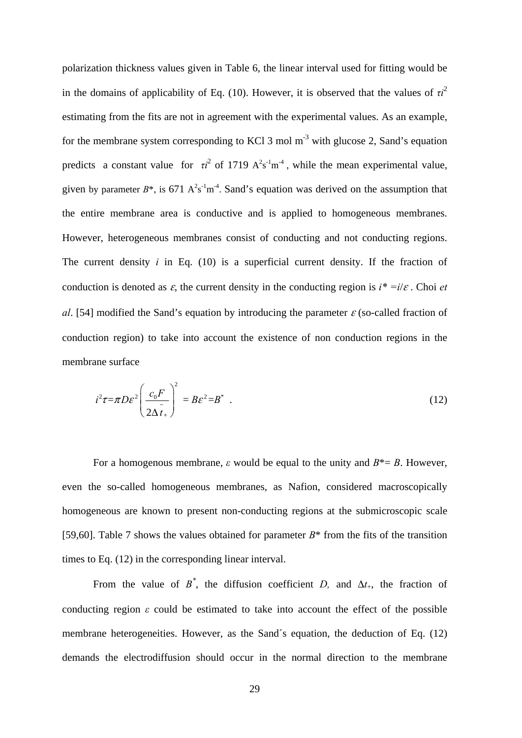polarization thickness values given in Table 6, the linear interval used for fitting would be in the domains of applicability of Eq. (10). However, it is observed that the values of $\tau i^2$ estimating from the fits are not in agreement with the experimental values. As an example, for the membrane system corresponding to KCl 3 mol m$^{-3}$ with glucose 2, Sand's equation predicts a constant value for $\tau i^2$ of 1719 A$^2$s$^{-1}$m$^{-4}$ , while the mean experimental value, given by parameter $B^*$, is 671 A$^2$s$^{-1}$m$^{-4}$. Sand's equation was derived on the assumption that the entire membrane area is conductive and is applied to homogeneous membranes. However, heterogeneous membranes consist of conducting and not conducting regions. The current density $i$ in Eq. (10) is a superficial current density. If the fraction of conduction is denoted as $\varepsilon$, the current density in the conducting region is $i^* = i/\varepsilon$ . Choi *et al*. [54] modified the Sand's equation by introducing the parameter $\varepsilon$ (so-called fraction of conduction region) to take into account the existence of non conduction regions in the membrane surface

$$i^2\tau = \pi D\varepsilon^2 \left( \frac{c_0 F}{2\Delta \bar{t}_+} \right)^2 = B\varepsilon^2 = B^* \quad . \tag{12}$$

For a homogenous membrane, $\varepsilon$ would be equal to the unity and $B^* = B$. However, even the so-called homogeneous membranes, as Nafion, considered macroscopically homogeneous are known to present non-conducting regions at the submicroscopic scale [59,60]. Table 7 shows the values obtained for parameter $B^*$ from the fits of the transition times to Eq. (12) in the corresponding linear interval.

From the value of $B^*$, the diffusion coefficient $D$, and $\Delta t_+$, the fraction of conducting region $\varepsilon$ could be estimated to take into account the effect of the possible membrane heterogeneities. However, as the Sand´s equation, the deduction of Eq. (12) demands the electrodiffusion should occur in the normal direction to the membrane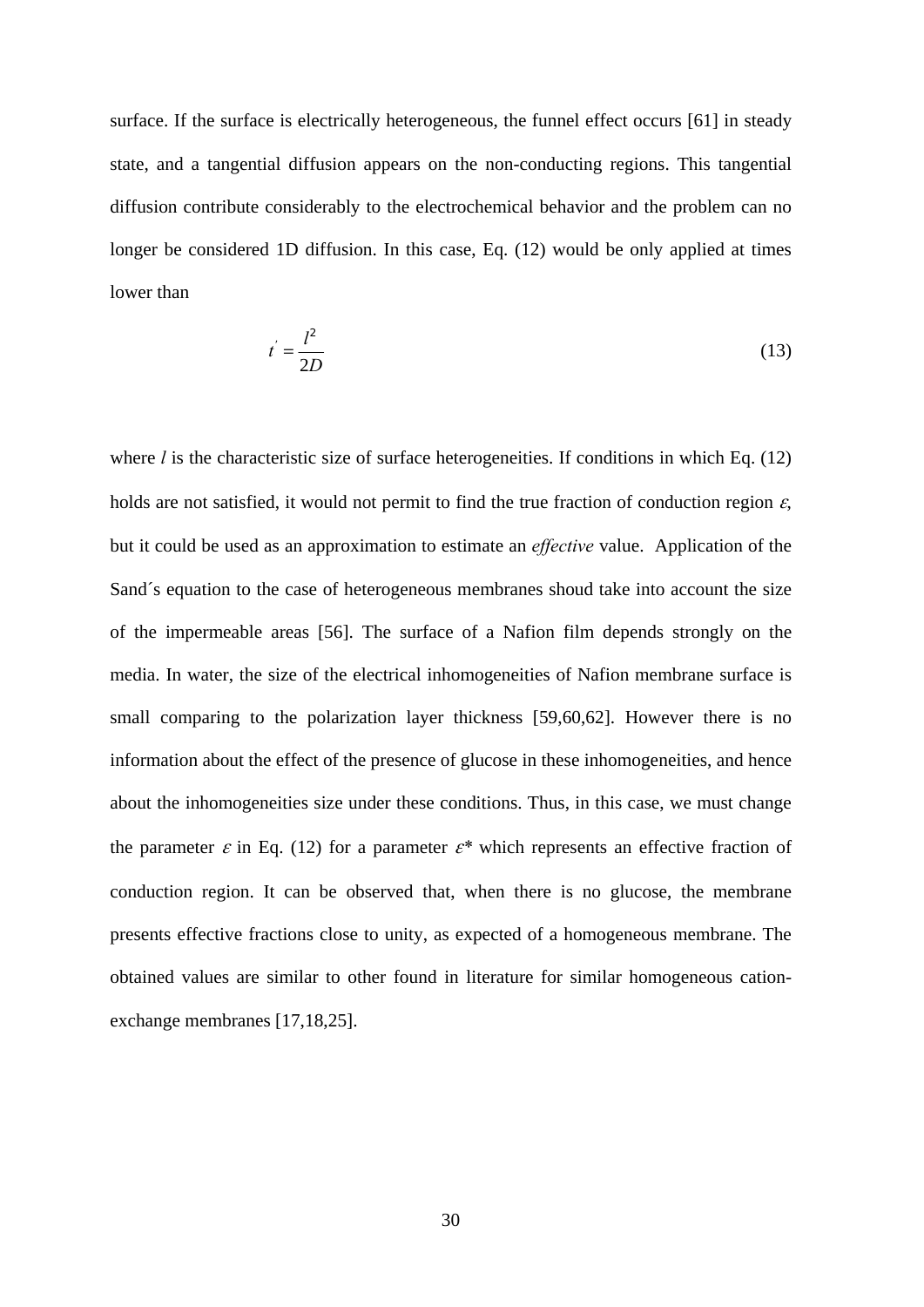surface. If the surface is electrically heterogeneous, the funnel effect occurs [61] in steady state, and a tangential diffusion appears on the non-conducting regions. This tangential diffusion contribute considerably to the electrochemical behavior and the problem can no longer be considered 1D diffusion. In this case, Eq. (12) would be only applied at times lower than

$$t' = \frac{l^2}{2D} \tag{13}$$

where $l$ is the characteristic size of surface heterogeneities. If conditions in which Eq. (12) holds are not satisfied, it would not permit to find the true fraction of conduction region $\varepsilon$, but it could be used as an approximation to estimate an *effective* value. Application of the Sand´s equation to the case of heterogeneous membranes shoud take into account the size of the impermeable areas [56]. The surface of a Nafion film depends strongly on the media. In water, the size of the electrical inhomogeneities of Nafion membrane surface is small comparing to the polarization layer thickness [59,60,62]. However there is no information about the effect of the presence of glucose in these inhomogeneities, and hence about the inhomogeneities size under these conditions. Thus, in this case, we must change the parameter $\varepsilon$ in Eq. (12) for a parameter $\varepsilon$* which represents an effective fraction of conduction region. It can be observed that, when there is no glucose, the membrane presents effective fractions close to unity, as expected of a homogeneous membrane. The obtained values are similar to other found in literature for similar homogeneous cation-exchange membranes [17,18,25].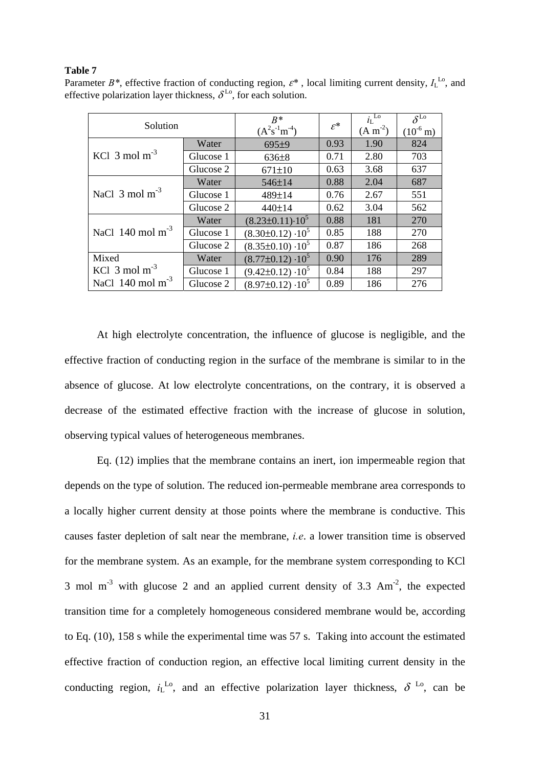**Table 7**

Parameter $B^*$, effective fraction of conducting region, $\varepsilon^*$ , local limiting current density, $I_L^{Lo}$, and effective polarization layer thickness, $\delta^{Lo}$, for each solution.

| Solution | | $B^*$ ($A^2s^{-1}m^{-4}$) | $\varepsilon^*$ | $i_L^{Lo}$ ($A\ m^{-2}$) | $\delta^{Lo}$ ($10^{-6}$ m) |
|---|---|---|---|---|---|
| KCl 3 mol $m^{-3}$ | Water | 695±9 | 0.93 | 1.90 | 824 |
| | Glucose 1 | 636±8 | 0.71 | 2.80 | 703 |
| | Glucose 2 | 671±10 | 0.63 | 3.68 | 637 |
| NaCl 3 mol $m^{-3}$ | Water | 546±14 | 0.88 | 2.04 | 687 |
| | Glucose 1 | 489±14 | 0.76 | 2.67 | 551 |
| | Glucose 2 | 440±14 | 0.62 | 3.04 | 562 |
| NaCl 140 mol $m^{-3}$ | Water | $(8.23\pm0.11)\cdot10^5$ | 0.88 | 181 | 270 |
| | Glucose 1 | $(8.30\pm0.12)\cdot10^5$ | 0.85 | 188 | 270 |
| | Glucose 2 | $(8.35\pm0.10)\cdot10^5$ | 0.87 | 186 | 268 |
| Mixed KCl 3 mol $m^{-3}$ NaCl 140 mol $m^{-3}$ | Water | $(8.77\pm0.12)\cdot10^5$ | 0.90 | 176 | 289 |
| | Glucose 1 | $(9.42\pm0.12)\cdot10^5$ | 0.84 | 188 | 297 |
| | Glucose 2 | $(8.97\pm0.12)\cdot10^5$ | 0.89 | 186 | 276 |

At high electrolyte concentration, the influence of glucose is negligible, and the effective fraction of conducting region in the surface of the membrane is similar to in the absence of glucose. At low electrolyte concentrations, on the contrary, it is observed a decrease of the estimated effective fraction with the increase of glucose in solution, observing typical values of heterogeneous membranes.

Eq. (12) implies that the membrane contains an inert, ion impermeable region that depends on the type of solution. The reduced ion-permeable membrane area corresponds to a locally higher current density at those points where the membrane is conductive. This causes faster depletion of salt near the membrane, *i.e*. a lower transition time is observed for the membrane system. As an example, for the membrane system corresponding to KCl 3 mol $m^{-3}$ with glucose 2 and an applied current density of 3.3 $Am^{-2}$, the expected transition time for a completely homogeneous considered membrane would be, according to Eq. (10), 158 s while the experimental time was 57 s. Taking into account the estimated effective fraction of conduction region, an effective local limiting current density in the conducting region, $i_L^{Lo}$, and an effective polarization layer thickness, $\delta^{Lo}$, can be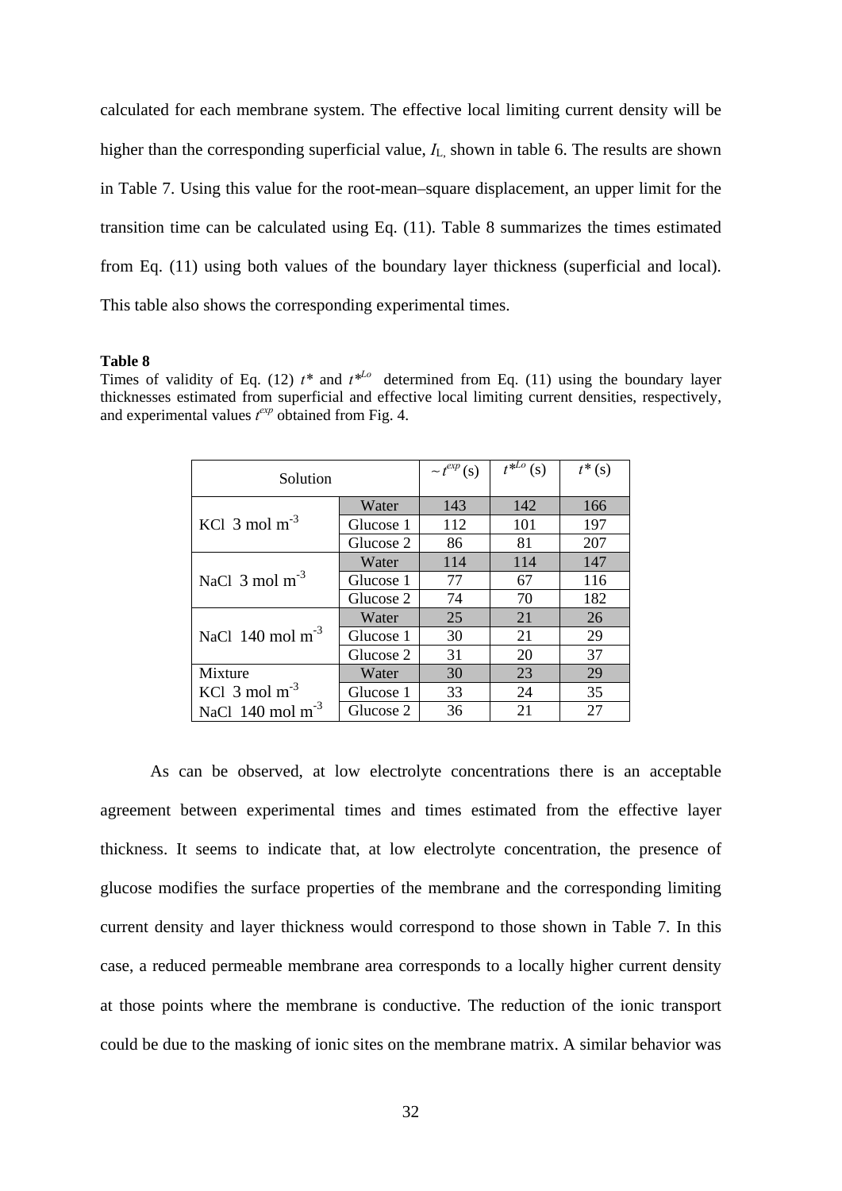calculated for each membrane system. The effective local limiting current density will be higher than the corresponding superficial value, $I_L$, shown in table 6. The results are shown in Table 7. Using this value for the root-mean–square displacement, an upper limit for the transition time can be calculated using Eq. (11). Table 8 summarizes the times estimated from Eq. (11) using both values of the boundary layer thickness (superficial and local). This table also shows the corresponding experimental times.

**Table 8**

Times of validity of Eq. (12) $t^*$ and $t^{*Lo}$ determined from Eq. (11) using the boundary layer thicknesses estimated from superficial and effective local limiting current densities, respectively, and experimental values $t^{exp}$ obtained from Fig. 4.

| Solution | | $\sim t^{exp}$ (s) | $t^{*Lo}$ (s) | $t^*$ (s) |
|---|---|---|---|---|
| KCl 3 mol $m^{-3}$ | Water | 143 | 142 | 166 |
| | Glucose 1 | 112 | 101 | 197 |
| | Glucose 2 | 86 | 81 | 207 |
| NaCl 3 mol $m^{-3}$ | Water | 114 | 114 | 147 |
| | Glucose 1 | 77 | 67 | 116 |
| | Glucose 2 | 74 | 70 | 182 |
| NaCl 140 mol $m^{-3}$ | Water | 25 | 21 | 26 |
| | Glucose 1 | 30 | 21 | 29 |
| | Glucose 2 | 31 | 20 | 37 |
| Mixture KCl 3 mol $m^{-3}$ NaCl 140 mol $m^{-3}$ | Water | 30 | 23 | 29 |
| | Glucose 1 | 33 | 24 | 35 |
| | Glucose 2 | 36 | 21 | 27 |

As can be observed, at low electrolyte concentrations there is an acceptable agreement between experimental times and times estimated from the effective layer thickness. It seems to indicate that, at low electrolyte concentration, the presence of glucose modifies the surface properties of the membrane and the corresponding limiting current density and layer thickness would correspond to those shown in Table 7. In this case, a reduced permeable membrane area corresponds to a locally higher current density at those points where the membrane is conductive. The reduction of the ionic transport could be due to the masking of ionic sites on the membrane matrix. A similar behavior was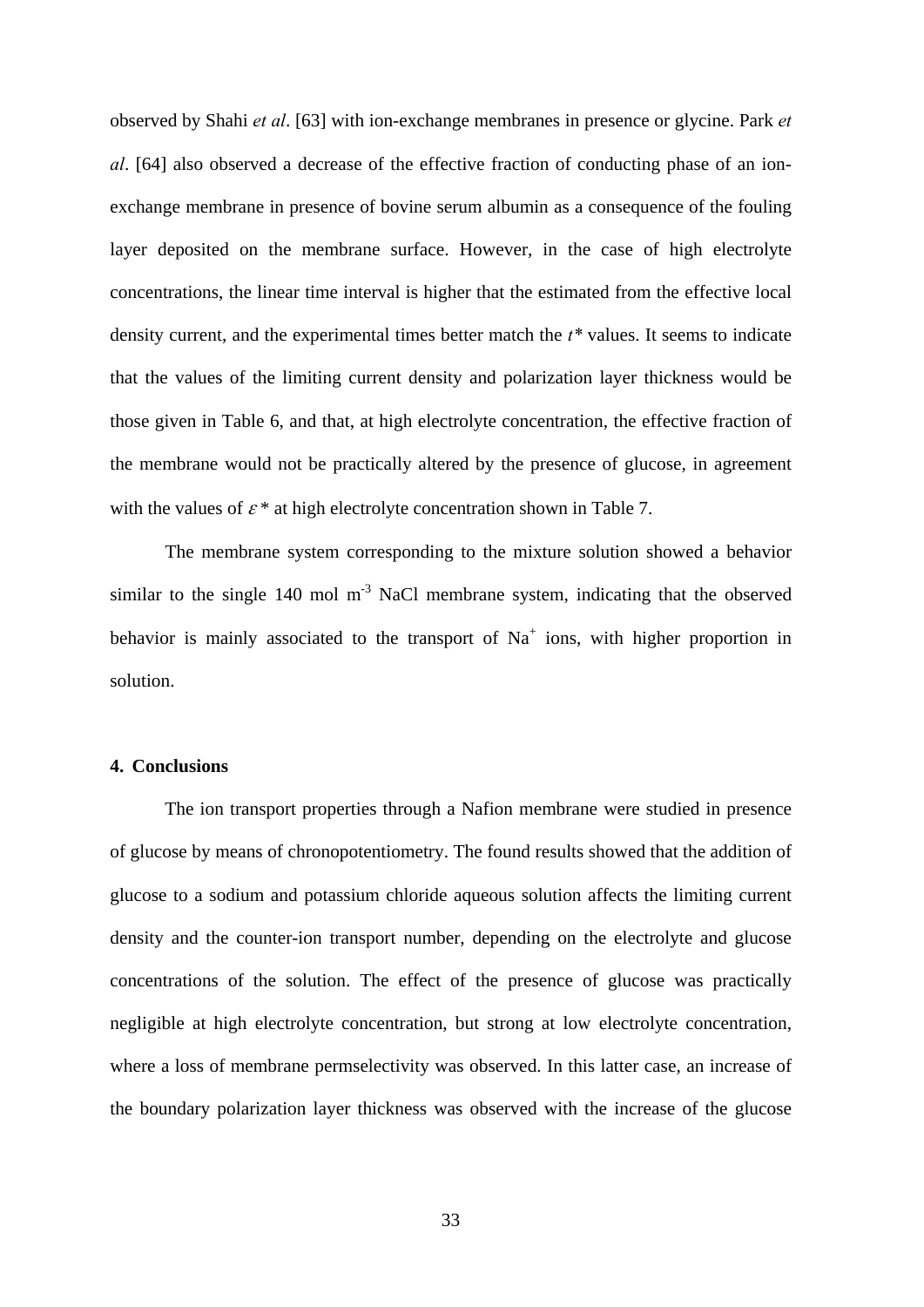observed by Shahi *et al*. [63] with ion-exchange membranes in presence or glycine. Park *et al*. [64] also observed a decrease of the effective fraction of conducting phase of an ion-exchange membrane in presence of bovine serum albumin as a consequence of the fouling layer deposited on the membrane surface. However, in the case of high electrolyte concentrations, the linear time interval is higher that the estimated from the effective local density current, and the experimental times better match the $t^*$ values. It seems to indicate that the values of the limiting current density and polarization layer thickness would be those given in Table 6, and that, at high electrolyte concentration, the effective fraction of the membrane would not be practically altered by the presence of glucose, in agreement with the values of $\varepsilon^*$ at high electrolyte concentration shown in Table 7.

The membrane system corresponding to the mixture solution showed a behavior similar to the single 140 mol $m^{-3}$ NaCl membrane system, indicating that the observed behavior is mainly associated to the transport of $Na^+$ ions, with higher proportion in solution.

## 4. Conclusions

The ion transport properties through a Nafion membrane were studied in presence of glucose by means of chronopotentiometry. The found results showed that the addition of glucose to a sodium and potassium chloride aqueous solution affects the limiting current density and the counter-ion transport number, depending on the electrolyte and glucose concentrations of the solution. The effect of the presence of glucose was practically negligible at high electrolyte concentration, but strong at low electrolyte concentration, where a loss of membrane permselectivity was observed. In this latter case, an increase of the boundary polarization layer thickness was observed with the increase of the glucose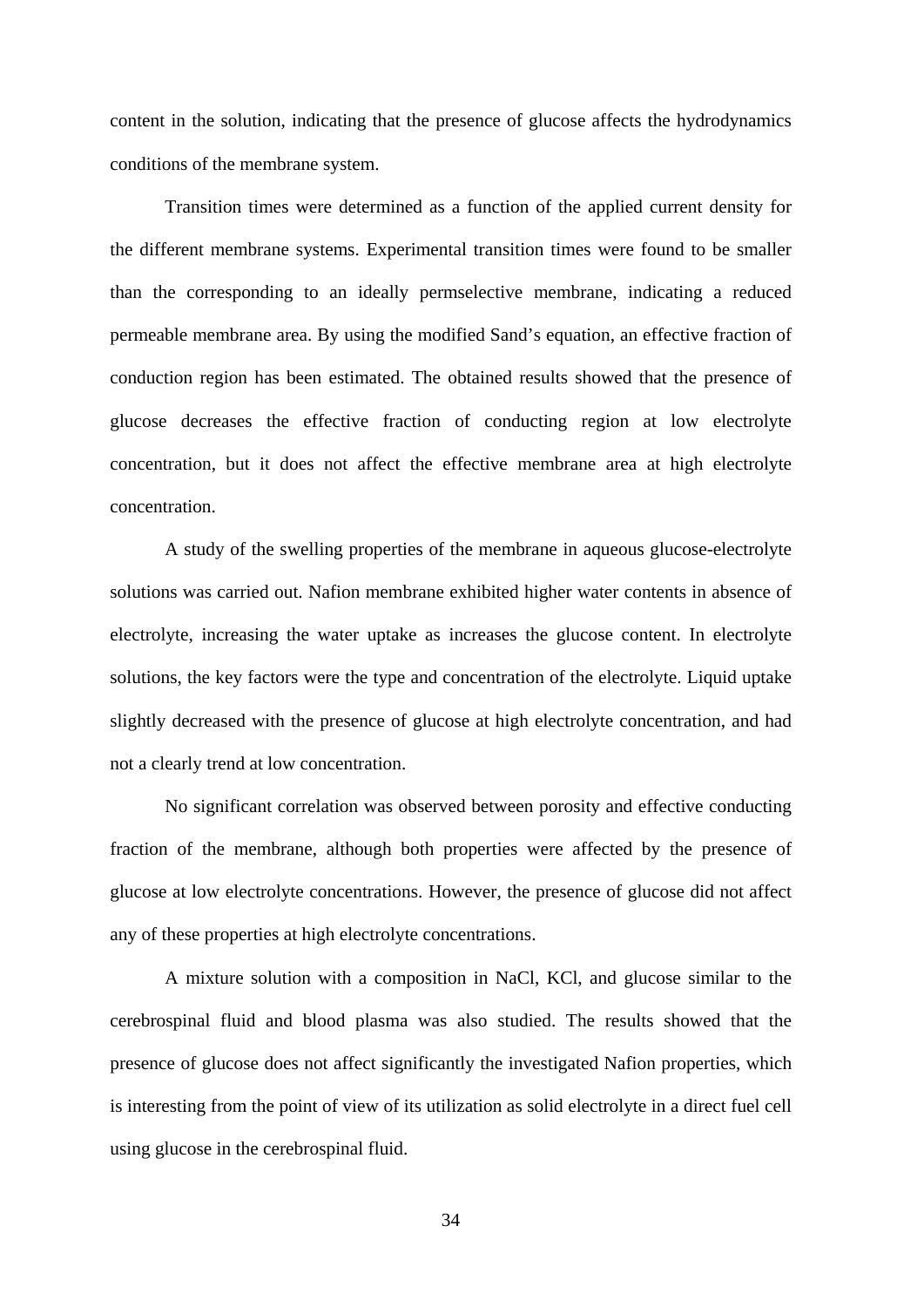content in the solution, indicating that the presence of glucose affects the hydrodynamics conditions of the membrane system.

Transition times were determined as a function of the applied current density for the different membrane systems. Experimental transition times were found to be smaller than the corresponding to an ideally permselective membrane, indicating a reduced permeable membrane area. By using the modified Sand's equation, an effective fraction of conduction region has been estimated. The obtained results showed that the presence of glucose decreases the effective fraction of conducting region at low electrolyte concentration, but it does not affect the effective membrane area at high electrolyte concentration.

A study of the swelling properties of the membrane in aqueous glucose-electrolyte solutions was carried out. Nafion membrane exhibited higher water contents in absence of electrolyte, increasing the water uptake as increases the glucose content. In electrolyte solutions, the key factors were the type and concentration of the electrolyte. Liquid uptake slightly decreased with the presence of glucose at high electrolyte concentration, and had not a clearly trend at low concentration.

No significant correlation was observed between porosity and effective conducting fraction of the membrane, although both properties were affected by the presence of glucose at low electrolyte concentrations. However, the presence of glucose did not affect any of these properties at high electrolyte concentrations.

A mixture solution with a composition in NaCl, KCl, and glucose similar to the cerebrospinal fluid and blood plasma was also studied. The results showed that the presence of glucose does not affect significantly the investigated Nafion properties, which is interesting from the point of view of its utilization as solid electrolyte in a direct fuel cell using glucose in the cerebrospinal fluid.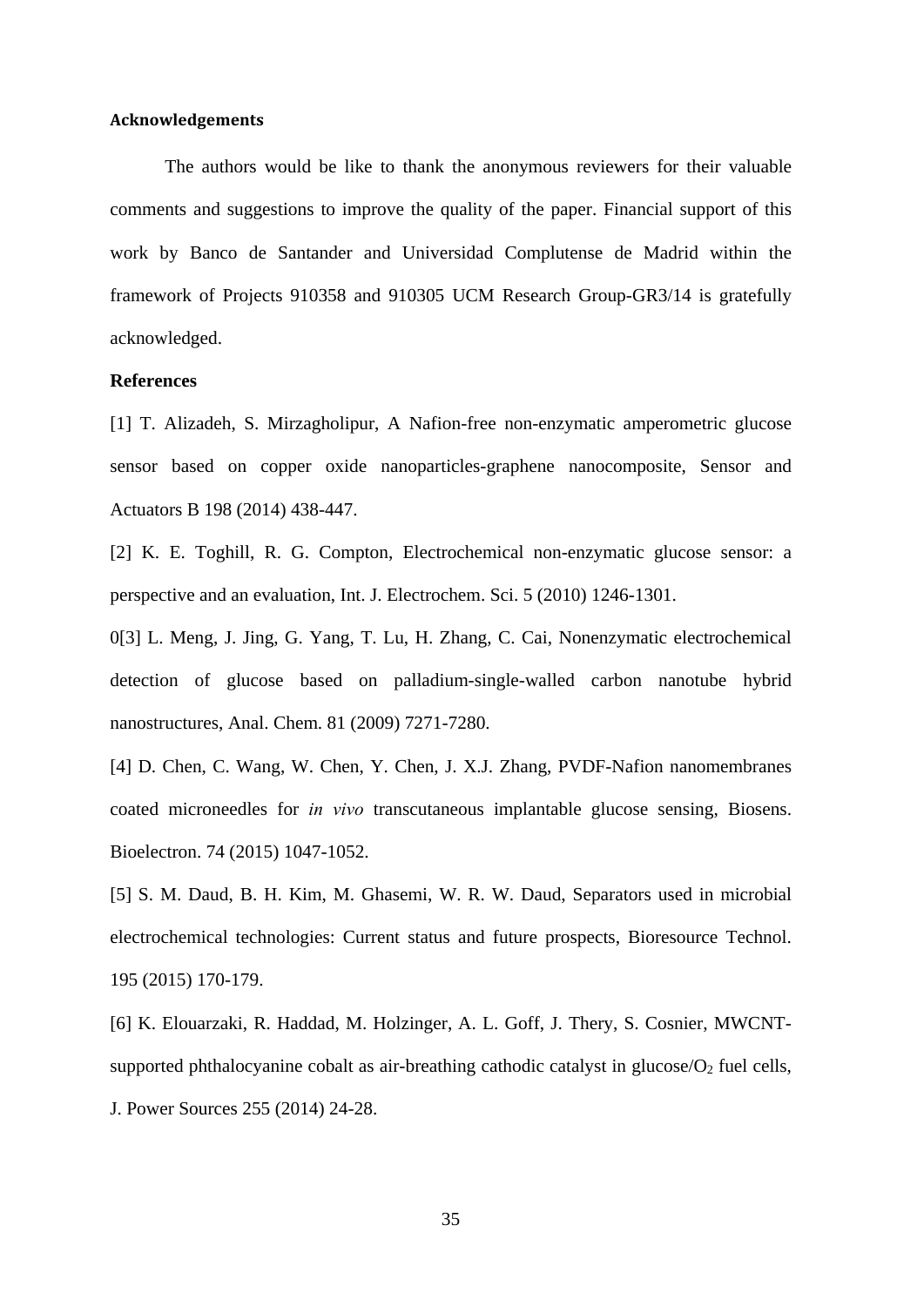**Acknowledgements**

The authors would be like to thank the anonymous reviewers for their valuable comments and suggestions to improve the quality of the paper. Financial support of this work by Banco de Santander and Universidad Complutense de Madrid within the framework of Projects 910358 and 910305 UCM Research Group-GR3/14 is gratefully acknowledged.

**References**

[1] T. Alizadeh, S. Mirzagholipur, A Nafion-free non-enzymatic amperometric glucose sensor based on copper oxide nanoparticles-graphene nanocomposite, Sensor and Actuators B 198 (2014) 438-447.

[2] K. E. Toghill, R. G. Compton, Electrochemical non-enzymatic glucose sensor: a perspective and an evaluation, Int. J. Electrochem. Sci. 5 (2010) 1246-1301.

0[3] L. Meng, J. Jing, G. Yang, T. Lu, H. Zhang, C. Cai, Nonenzymatic electrochemical detection of glucose based on palladium-single-walled carbon nanotube hybrid nanostructures, Anal. Chem. 81 (2009) 7271-7280.

[4] D. Chen, C. Wang, W. Chen, Y. Chen, J. X.J. Zhang, PVDF-Nafion nanomembranes coated microneedles for *in vivo* transcutaneous implantable glucose sensing, Biosens. Bioelectron. 74 (2015) 1047-1052.

[5] S. M. Daud, B. H. Kim, M. Ghasemi, W. R. W. Daud, Separators used in microbial electrochemical technologies: Current status and future prospects, Bioresource Technol. 195 (2015) 170-179.

[6] K. Elouarzaki, R. Haddad, M. Holzinger, A. L. Goff, J. Thery, S. Cosnier, MWCNT-supported phthalocyanine cobalt as air-breathing cathodic catalyst in glucose/$O_2$ fuel cells, J. Power Sources 255 (2014) 24-28.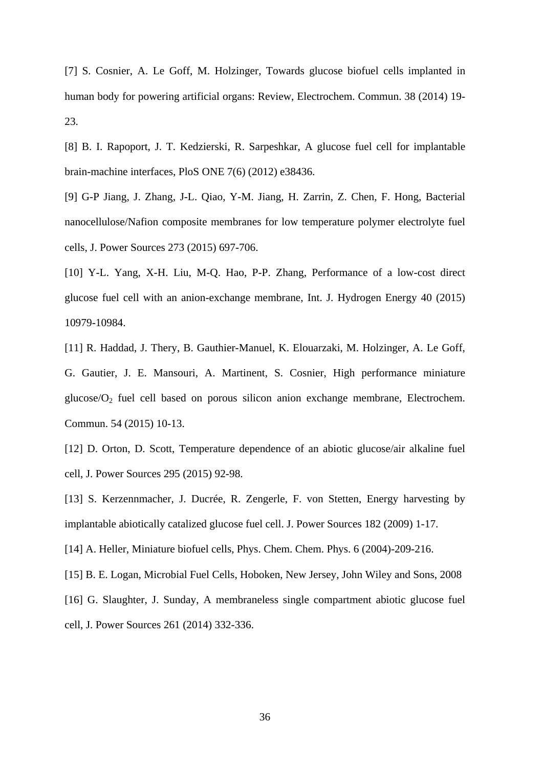[7] S. Cosnier, A. Le Goff, M. Holzinger, Towards glucose biofuel cells implanted in human body for powering artificial organs: Review, Electrochem. Commun. 38 (2014) 19-23.

[8] B. I. Rapoport, J. T. Kedzierski, R. Sarpeshkar, A glucose fuel cell for implantable brain-machine interfaces, PloS ONE 7(6) (2012) e38436.

[9] G-P Jiang, J. Zhang, J-L. Qiao, Y-M. Jiang, H. Zarrin, Z. Chen, F. Hong, Bacterial nanocellulose/Nafion composite membranes for low temperature polymer electrolyte fuel cells, J. Power Sources 273 (2015) 697-706.

[10] Y-L. Yang, X-H. Liu, M-Q. Hao, P-P. Zhang, Performance of a low-cost direct glucose fuel cell with an anion-exchange membrane, Int. J. Hydrogen Energy 40 (2015) 10979-10984.

[11] R. Haddad, J. Thery, B. Gauthier-Manuel, K. Elouarzaki, M. Holzinger, A. Le Goff, G. Gautier, J. E. Mansouri, A. Martinent, S. Cosnier, High performance miniature glucose/$O_2$ fuel cell based on porous silicon anion exchange membrane, Electrochem. Commun. 54 (2015) 10-13.

[12] D. Orton, D. Scott, Temperature dependence of an abiotic glucose/air alkaline fuel cell, J. Power Sources 295 (2015) 92-98.

[13] S. Kerzennmacher, J. Ducrée, R. Zengerle, F. von Stetten, Energy harvesting by implantable abiotically catalized glucose fuel cell. J. Power Sources 182 (2009) 1-17.

[14] A. Heller, Miniature biofuel cells, Phys. Chem. Chem. Phys. 6 (2004)-209-216.

[15] B. E. Logan, Microbial Fuel Cells, Hoboken, New Jersey, John Wiley and Sons, 2008

[16] G. Slaughter, J. Sunday, A membraneless single compartment abiotic glucose fuel cell, J. Power Sources 261 (2014) 332-336.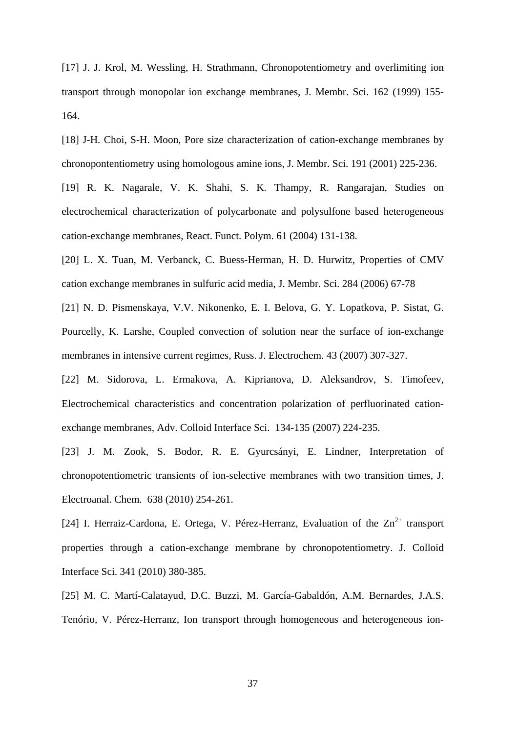[17] J. J. Krol, M. Wessling, H. Strathmann, Chronopotentiometry and overlimiting ion transport through monopolar ion exchange membranes, J. Membr. Sci. 162 (1999) 155-164.

[18] J-H. Choi, S-H. Moon, Pore size characterization of cation-exchange membranes by chronopontentiometry using homologous amine ions, J. Membr. Sci. 191 (2001) 225-236.

[19] R. K. Nagarale, V. K. Shahi, S. K. Thampy, R. Rangarajan, Studies on electrochemical characterization of polycarbonate and polysulfone based heterogeneous cation-exchange membranes, React. Funct. Polym. 61 (2004) 131-138.

[20] L. X. Tuan, M. Verbanck, C. Buess-Herman, H. D. Hurwitz, Properties of CMV cation exchange membranes in sulfuric acid media, J. Membr. Sci. 284 (2006) 67-78

[21] N. D. Pismenskaya, V.V. Nikonenko, E. I. Belova, G. Y. Lopatkova, P. Sistat, G. Pourcelly, K. Larshe, Coupled convection of solution near the surface of ion-exchange membranes in intensive current regimes, Russ. J. Electrochem. 43 (2007) 307-327.

[22] M. Sidorova, L. Ermakova, A. Kiprianova, D. Aleksandrov, S. Timofeev, Electrochemical characteristics and concentration polarization of perfluorinated cation-exchange membranes, Adv. Colloid Interface Sci. 134-135 (2007) 224-235.

[23] J. M. Zook, S. Bodor, R. E. Gyurcsányi, E. Lindner, Interpretation of chronopotentiometric transients of ion-selective membranes with two transition times, J. Electroanal. Chem. 638 (2010) 254-261.

[24] I. Herraiz-Cardona, E. Ortega, V. Pérez-Herranz, Evaluation of the $Zn^{2+}$ transport properties through a cation-exchange membrane by chronopotentiometry. J. Colloid Interface Sci. 341 (2010) 380-385.

[25] M. C. Martí-Calatayud, D.C. Buzzi, M. García-Gabaldón, A.M. Bernardes, J.A.S. Tenório, V. Pérez-Herranz, Ion transport through homogeneous and heterogeneous ion-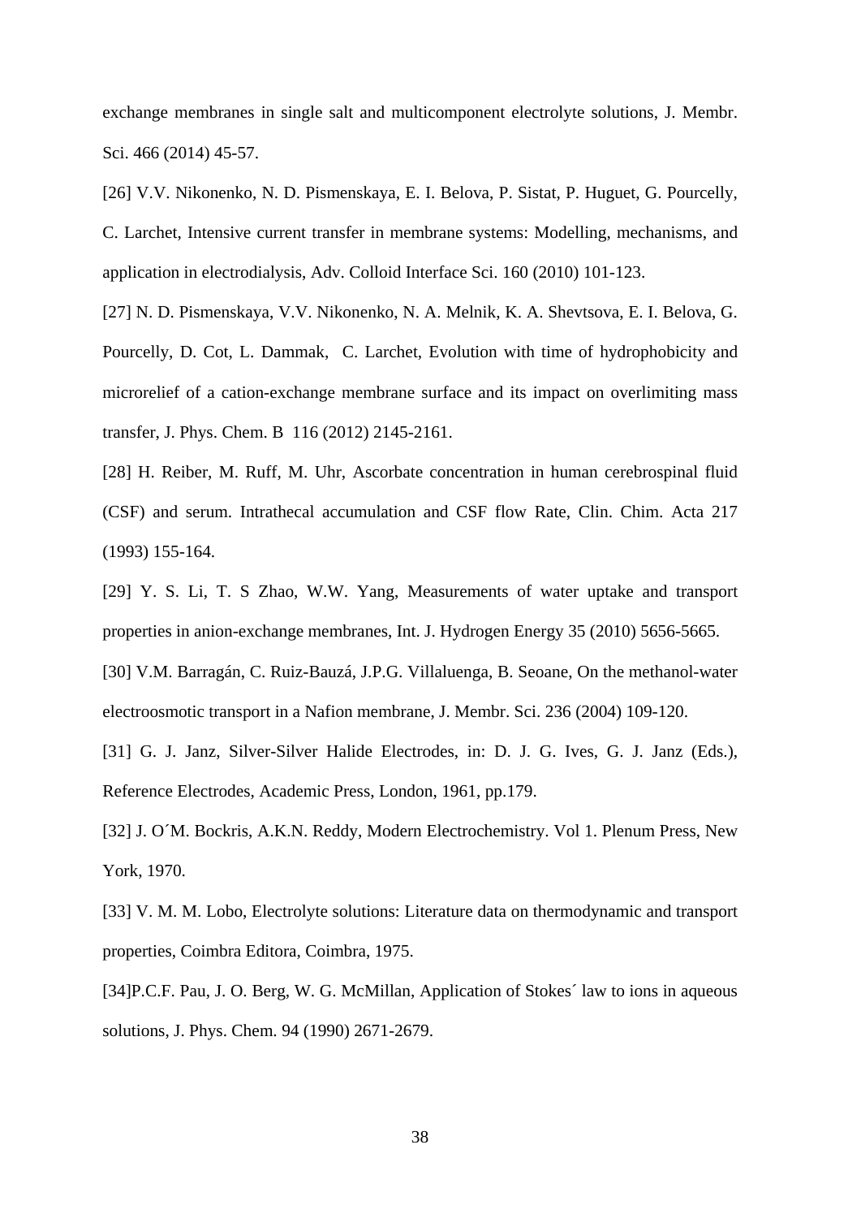exchange membranes in single salt and multicomponent electrolyte solutions, J. Membr. Sci. 466 (2014) 45-57.

[26] V.V. Nikonenko, N. D. Pismenskaya, E. I. Belova, P. Sistat, P. Huguet, G. Pourcelly, C. Larchet, Intensive current transfer in membrane systems: Modelling, mechanisms, and application in electrodialysis, Adv. Colloid Interface Sci. 160 (2010) 101-123.

[27] N. D. Pismenskaya, V.V. Nikonenko, N. A. Melnik, K. A. Shevtsova, E. I. Belova, G. Pourcelly, D. Cot, L. Dammak, C. Larchet, Evolution with time of hydrophobicity and microrelief of a cation-exchange membrane surface and its impact on overlimiting mass transfer, J. Phys. Chem. B 116 (2012) 2145-2161.

[28] H. Reiber, M. Ruff, M. Uhr, Ascorbate concentration in human cerebrospinal fluid (CSF) and serum. Intrathecal accumulation and CSF flow Rate, Clin. Chim. Acta 217 (1993) 155-164.

[29] Y. S. Li, T. S Zhao, W.W. Yang, Measurements of water uptake and transport properties in anion-exchange membranes, Int. J. Hydrogen Energy 35 (2010) 5656-5665.

[30] V.M. Barragán, C. Ruiz-Bauzá, J.P.G. Villaluenga, B. Seoane, On the methanol-water electroosmotic transport in a Nafion membrane, J. Membr. Sci. 236 (2004) 109-120.

[31] G. J. Janz, Silver-Silver Halide Electrodes, in: D. J. G. Ives, G. J. Janz (Eds.), Reference Electrodes, Academic Press, London, 1961, pp.179.

[32] J. O´M. Bockris, A.K.N. Reddy, Modern Electrochemistry. Vol 1. Plenum Press, New York, 1970.

[33] V. M. M. Lobo, Electrolyte solutions: Literature data on thermodynamic and transport properties, Coimbra Editora, Coimbra, 1975.

[34]P.C.F. Pau, J. O. Berg, W. G. McMillan, Application of Stokes´ law to ions in aqueous solutions, J. Phys. Chem. 94 (1990) 2671-2679.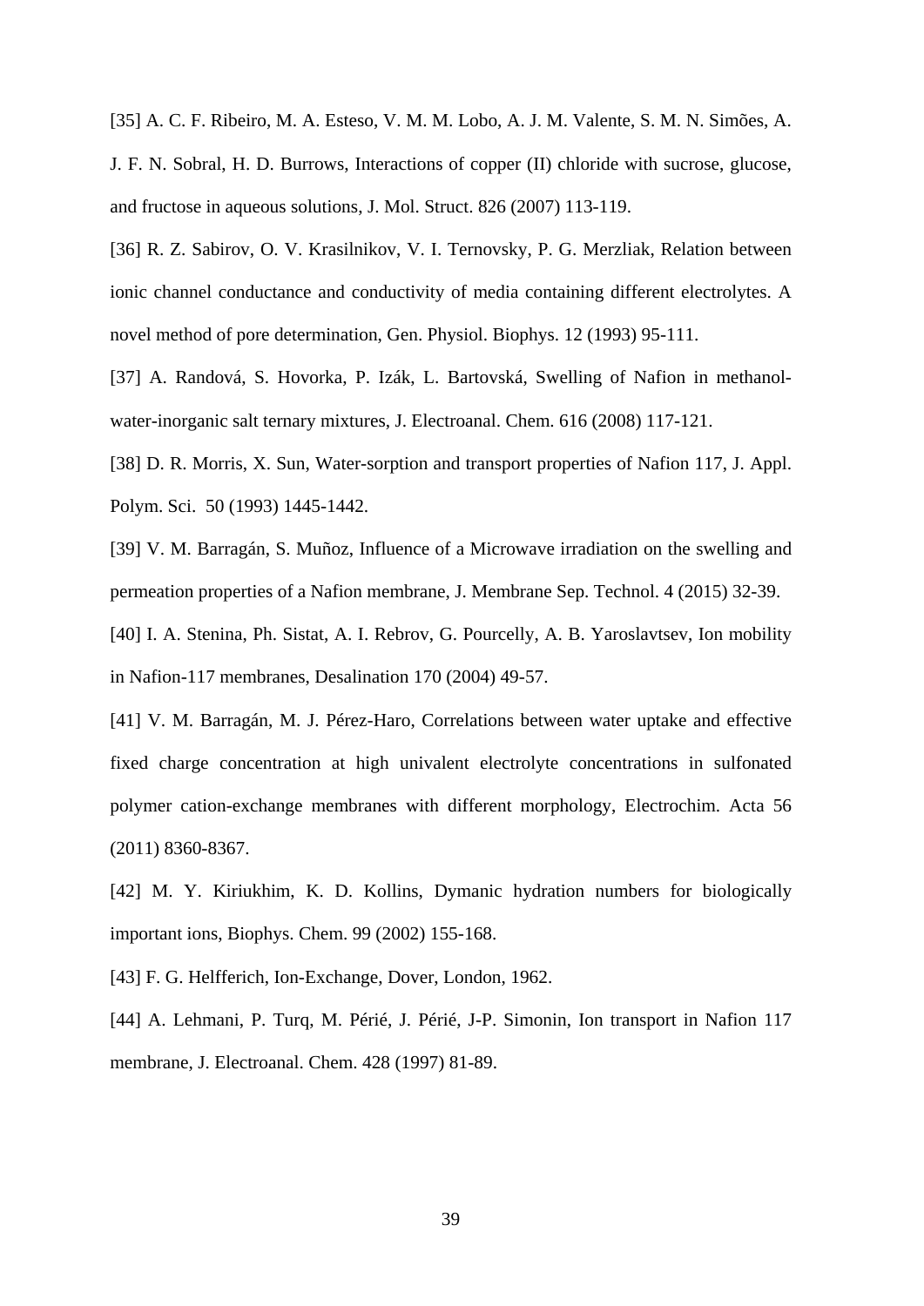[35] A. C. F. Ribeiro, M. A. Esteso, V. M. M. Lobo, A. J. M. Valente, S. M. N. Simões, A. J. F. N. Sobral, H. D. Burrows, Interactions of copper (II) chloride with sucrose, glucose, and fructose in aqueous solutions, J. Mol. Struct. 826 (2007) 113-119.

[36] R. Z. Sabirov, O. V. Krasilnikov, V. I. Ternovsky, P. G. Merzliak, Relation between ionic channel conductance and conductivity of media containing different electrolytes. A novel method of pore determination, Gen. Physiol. Biophys. 12 (1993) 95-111.

[37] A. Randová, S. Hovorka, P. Izák, L. Bartovská, Swelling of Nafion in methanol-water-inorganic salt ternary mixtures, J. Electroanal. Chem. 616 (2008) 117-121.

[38] D. R. Morris, X. Sun, Water-sorption and transport properties of Nafion 117, J. Appl. Polym. Sci. 50 (1993) 1445-1442.

[39] V. M. Barragán, S. Muñoz, Influence of a Microwave irradiation on the swelling and permeation properties of a Nafion membrane, J. Membrane Sep. Technol. 4 (2015) 32-39.

[40] I. A. Stenina, Ph. Sistat, A. I. Rebrov, G. Pourcelly, A. B. Yaroslavtsev, Ion mobility in Nafion-117 membranes, Desalination 170 (2004) 49-57.

[41] V. M. Barragán, M. J. Pérez-Haro, Correlations between water uptake and effective fixed charge concentration at high univalent electrolyte concentrations in sulfonated polymer cation-exchange membranes with different morphology, Electrochim. Acta 56 (2011) 8360-8367.

[42] M. Y. Kiriukhim, K. D. Kollins, Dymanic hydration numbers for biologically important ions, Biophys. Chem. 99 (2002) 155-168.

[43] F. G. Helfferich, Ion-Exchange, Dover, London, 1962.

[44] A. Lehmani, P. Turq, M. Périé, J. Périé, J-P. Simonin, Ion transport in Nafion 117 membrane, J. Electroanal. Chem. 428 (1997) 81-89.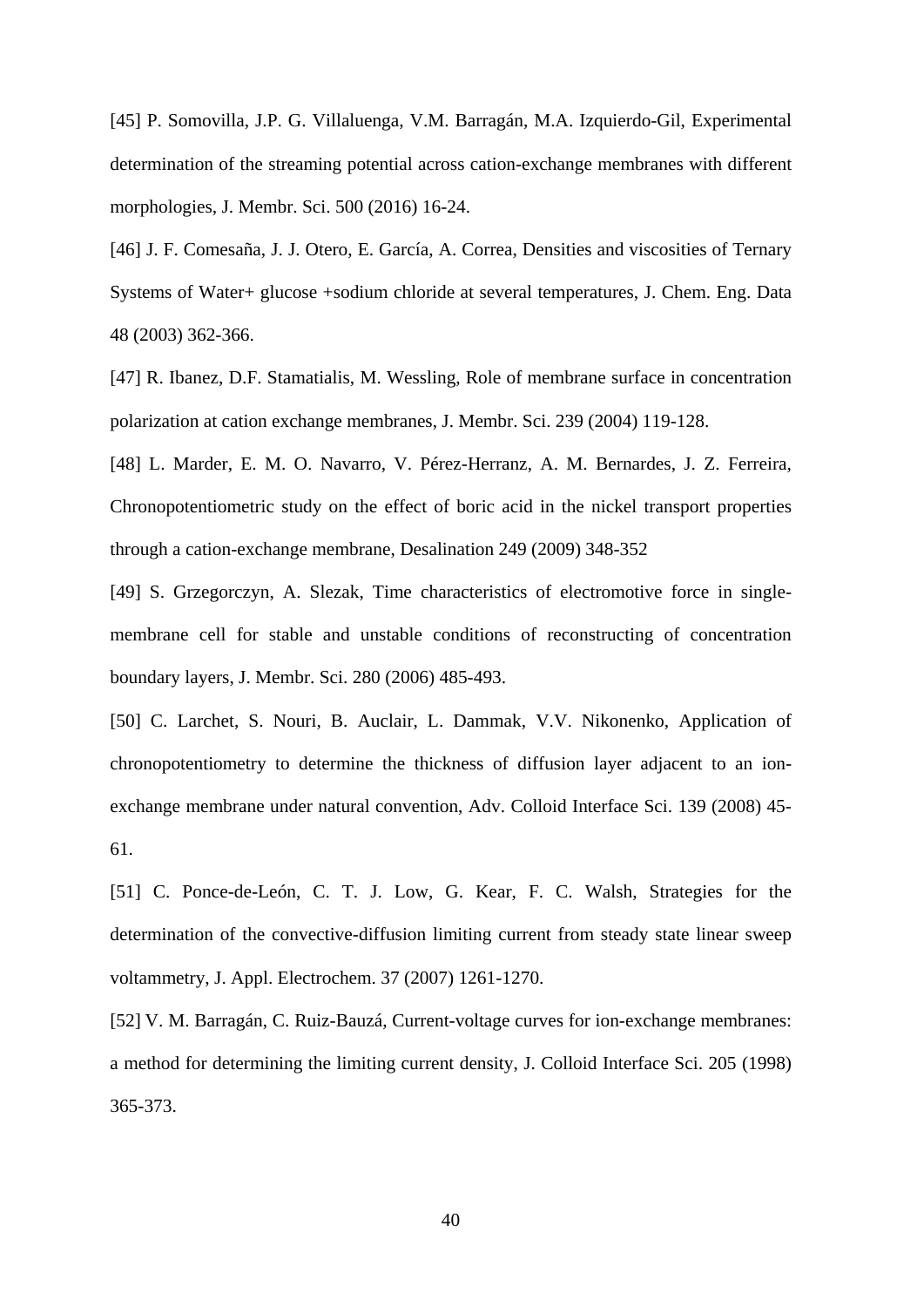[45] P. Somovilla, J.P. G. Villaluenga, V.M. Barragán, M.A. Izquierdo-Gil, Experimental determination of the streaming potential across cation-exchange membranes with different morphologies, J. Membr. Sci. 500 (2016) 16-24.

[46] J. F. Comesaña, J. J. Otero, E. García, A. Correa, Densities and viscosities of Ternary Systems of Water+ glucose +sodium chloride at several temperatures, J. Chem. Eng. Data 48 (2003) 362-366.

[47] R. Ibanez, D.F. Stamatialis, M. Wessling, Role of membrane surface in concentration polarization at cation exchange membranes, J. Membr. Sci. 239 (2004) 119-128.

[48] L. Marder, E. M. O. Navarro, V. Pérez-Herranz, A. M. Bernardes, J. Z. Ferreira, Chronopotentiometric study on the effect of boric acid in the nickel transport properties through a cation-exchange membrane, Desalination 249 (2009) 348-352

[49] S. Grzegorczyn, A. Slezak, Time characteristics of electromotive force in single-membrane cell for stable and unstable conditions of reconstructing of concentration boundary layers, J. Membr. Sci. 280 (2006) 485-493.

[50] C. Larchet, S. Nouri, B. Auclair, L. Dammak, V.V. Nikonenko, Application of chronopotentiometry to determine the thickness of diffusion layer adjacent to an ion-exchange membrane under natural convention, Adv. Colloid Interface Sci. 139 (2008) 45-61.

[51] C. Ponce-de-León, C. T. J. Low, G. Kear, F. C. Walsh, Strategies for the determination of the convective-diffusion limiting current from steady state linear sweep voltammetry, J. Appl. Electrochem. 37 (2007) 1261-1270.

[52] V. M. Barragán, C. Ruiz-Bauzá, Current-voltage curves for ion-exchange membranes: a method for determining the limiting current density, J. Colloid Interface Sci. 205 (1998) 365-373.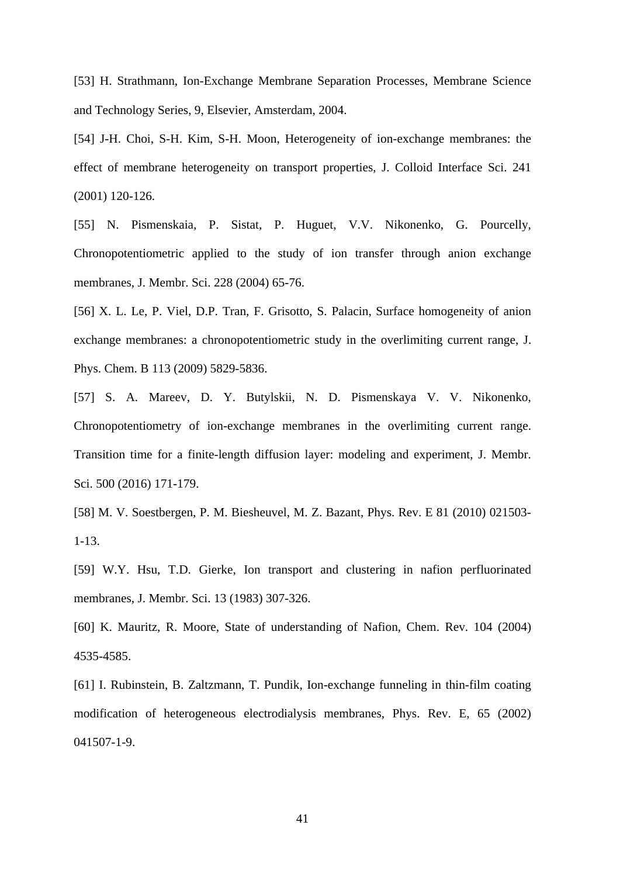[53] H. Strathmann, Ion-Exchange Membrane Separation Processes, Membrane Science and Technology Series, 9, Elsevier, Amsterdam, 2004.

[54] J-H. Choi, S-H. Kim, S-H. Moon, Heterogeneity of ion-exchange membranes: the effect of membrane heterogeneity on transport properties, J. Colloid Interface Sci. 241 (2001) 120-126.

[55] N. Pismenskaia, P. Sistat, P. Huguet, V.V. Nikonenko, G. Pourcelly, Chronopotentiometric applied to the study of ion transfer through anion exchange membranes, J. Membr. Sci. 228 (2004) 65-76.

[56] X. L. Le, P. Viel, D.P. Tran, F. Grisotto, S. Palacin, Surface homogeneity of anion exchange membranes: a chronopotentiometric study in the overlimiting current range, J. Phys. Chem. B 113 (2009) 5829-5836.

[57] S. A. Mareev, D. Y. Butylskii, N. D. Pismenskaya V. V. Nikonenko, Chronopotentiometry of ion-exchange membranes in the overlimiting current range. Transition time for a finite-length diffusion layer: modeling and experiment, J. Membr. Sci. 500 (2016) 171-179.

[58] M. V. Soestbergen, P. M. Biesheuvel, M. Z. Bazant, Phys. Rev. E 81 (2010) 021503-1-13.

[59] W.Y. Hsu, T.D. Gierke, Ion transport and clustering in nafion perfluorinated membranes, J. Membr. Sci. 13 (1983) 307-326.

[60] K. Mauritz, R. Moore, State of understanding of Nafion, Chem. Rev. 104 (2004) 4535-4585.

[61] I. Rubinstein, B. Zaltzmann, T. Pundik, Ion-exchange funneling in thin-film coating modification of heterogeneous electrodialysis membranes, Phys. Rev. E, 65 (2002) 041507-1-9.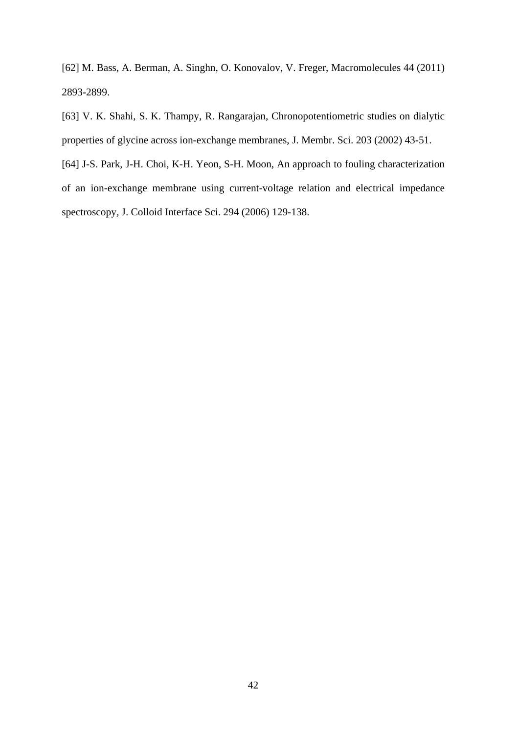[62] M. Bass, A. Berman, A. Singhn, O. Konovalov, V. Freger, Macromolecules 44 (2011) 2893-2899.

[63] V. K. Shahi, S. K. Thampy, R. Rangarajan, Chronopotentiometric studies on dialytic properties of glycine across ion-exchange membranes, J. Membr. Sci. 203 (2002) 43-51.

[64] J-S. Park, J-H. Choi, K-H. Yeon, S-H. Moon, An approach to fouling characterization of an ion-exchange membrane using current-voltage relation and electrical impedance spectroscopy, J. Colloid Interface Sci. 294 (2006) 129-138.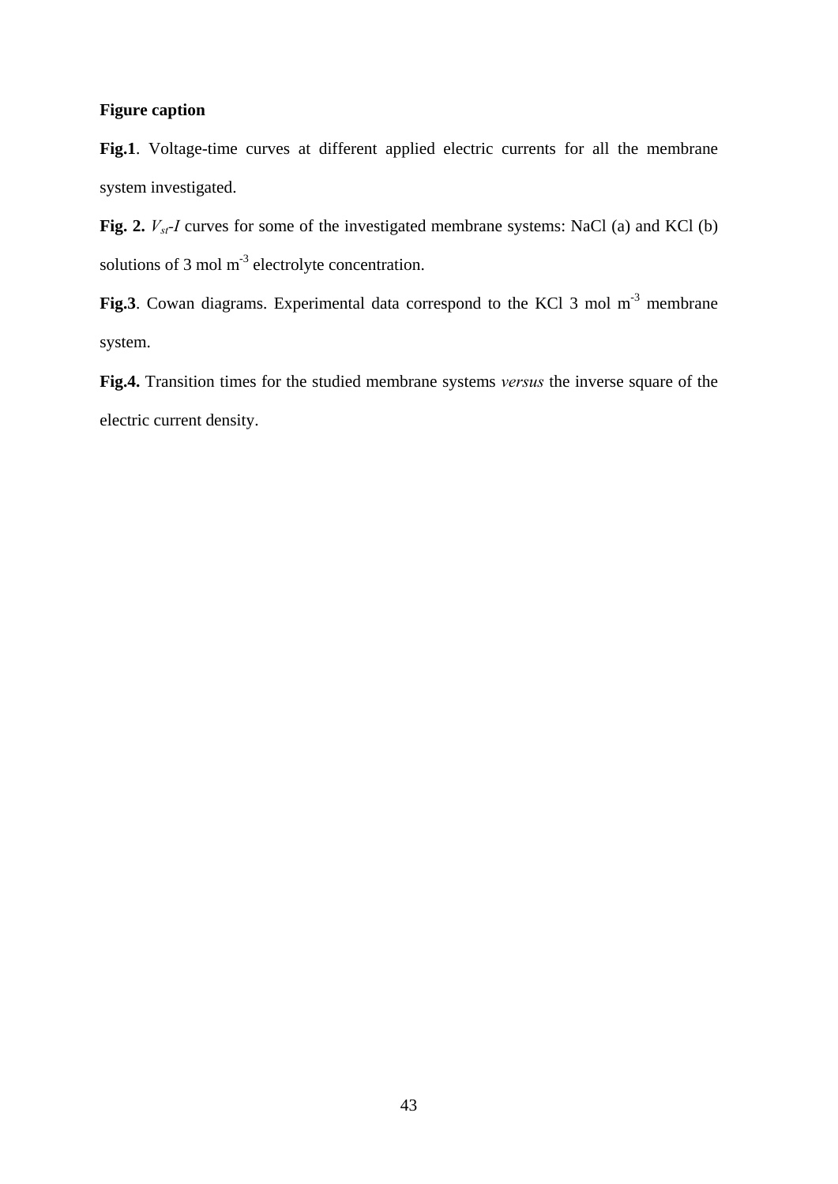**Figure caption**

**Fig.1**. Voltage-time curves at different applied electric currents for all the membrane system investigated.

**Fig. 2.** $V_{st}$-$I$ curves for some of the investigated membrane systems: NaCl (a) and KCl (b) solutions of 3 mol $m^{-3}$ electrolyte concentration.

**Fig.3**. Cowan diagrams. Experimental data correspond to the KCl 3 mol $m^{-3}$ membrane system.

**Fig.4.** Transition times for the studied membrane systems *versus* the inverse square of the electric current density.